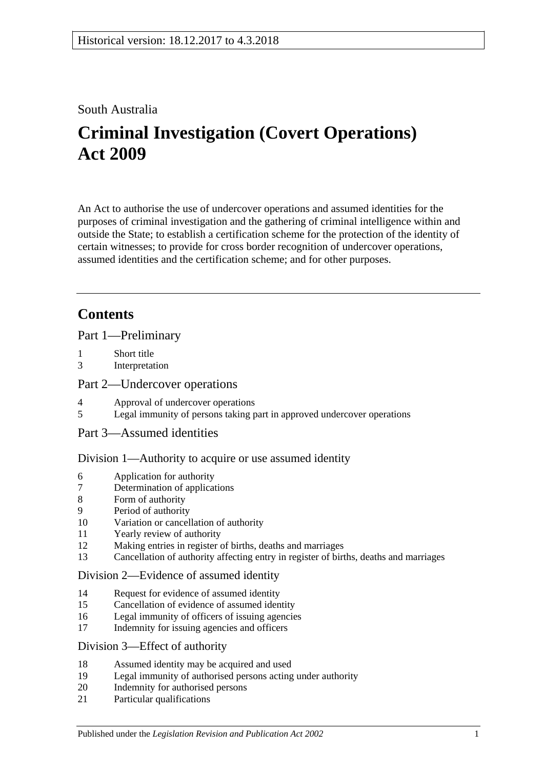Historical version: 18.12.2017 to 4.3.2018

South Australia

# Criminal Investigation (Covert Operations) Act 2009

An Act to authorise the use of undercover operations and assumed identities for the purposes of criminal investigation and the gathering of criminal intelligence within and outside the State; to establish a certification scheme for the protection of the identity of certain witnesses; to provide for cross border recognition of undercover operations, assumed identities and the certification scheme; and for other purposes.

## Contents

Part 1—Preliminary

1 Short title
3 Interpretation

Part 2—Undercover operations

4 Approval of undercover operations
5 Legal immunity of persons taking part in approved undercover operations

Part 3—Assumed identities

Division 1—Authority to acquire or use assumed identity

6 Application for authority
7 Determination of applications
8 Form of authority
9 Period of authority
10 Variation or cancellation of authority
11 Yearly review of authority
12 Making entries in register of births, deaths and marriages
13 Cancellation of authority affecting entry in register of births, deaths and marriages

Division 2—Evidence of assumed identity

14 Request for evidence of assumed identity
15 Cancellation of evidence of assumed identity
16 Legal immunity of officers of issuing agencies
17 Indemnity for issuing agencies and officers

Division 3—Effect of authority

18 Assumed identity may be acquired and used
19 Legal immunity of authorised persons acting under authority
20 Indemnity for authorised persons
21 Particular qualifications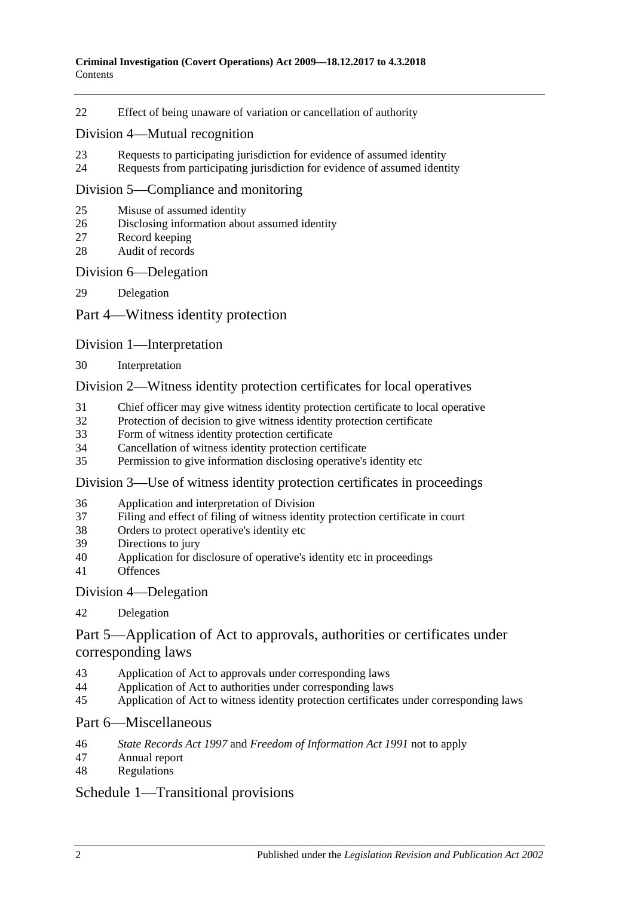22 Effect of being unaware of variation or cancellation of authority

## Division 4—Mutual recognition

23 Requests to participating jurisdiction for evidence of assumed identity
24 Requests from participating jurisdiction for evidence of assumed identity

## Division 5—Compliance and monitoring

25 Misuse of assumed identity
26 Disclosing information about assumed identity
27 Record keeping
28 Audit of records

## Division 6—Delegation

29 Delegation

# Part 4—Witness identity protection

## Division 1—Interpretation

30 Interpretation

## Division 2—Witness identity protection certificates for local operatives

31 Chief officer may give witness identity protection certificate to local operative
32 Protection of decision to give witness identity protection certificate
33 Form of witness identity protection certificate
34 Cancellation of witness identity protection certificate
35 Permission to give information disclosing operative's identity etc

## Division 3—Use of witness identity protection certificates in proceedings

36 Application and interpretation of Division
37 Filing and effect of filing of witness identity protection certificate in court
38 Orders to protect operative's identity etc
39 Directions to jury
40 Application for disclosure of operative's identity etc in proceedings
41 Offences

## Division 4—Delegation

42 Delegation

# Part 5—Application of Act to approvals, authorities or certificates under corresponding laws

43 Application of Act to approvals under corresponding laws
44 Application of Act to authorities under corresponding laws
45 Application of Act to witness identity protection certificates under corresponding laws

# Part 6—Miscellaneous

46 *State Records Act 1997* and *Freedom of Information Act 1991* not to apply
47 Annual report
48 Regulations

# Schedule 1—Transitional provisions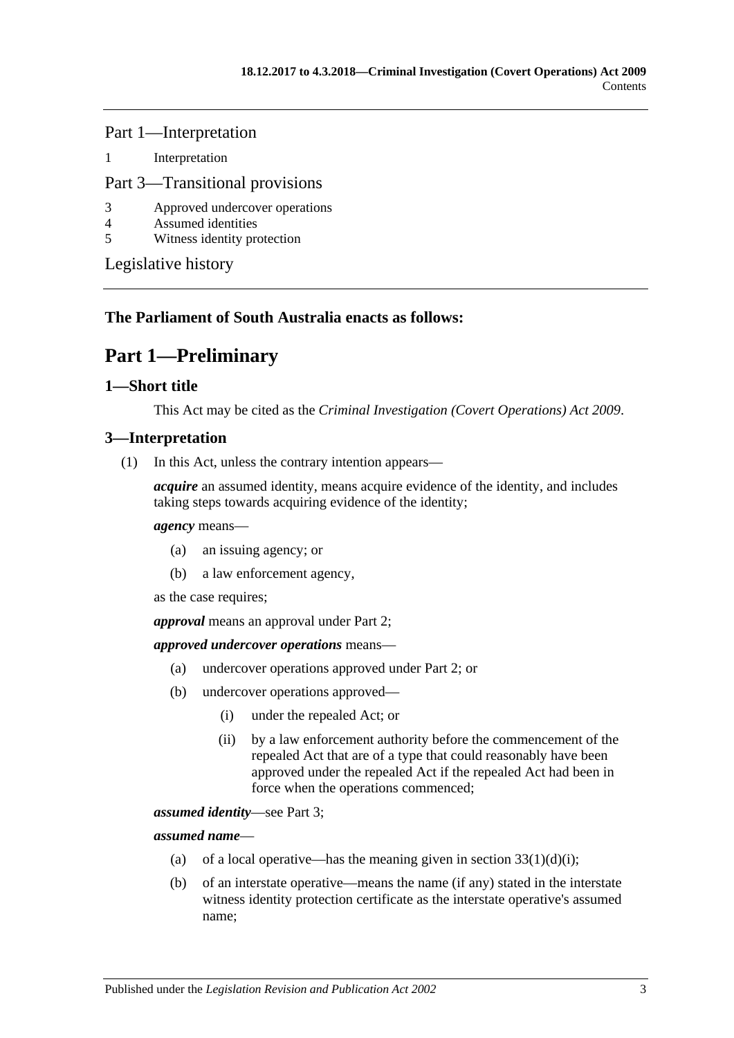Part 1—Interpretation

1 Interpretation

Part 3—Transitional provisions

3 Approved undercover operations
4 Assumed identities
5 Witness identity protection

Legislative history

**The Parliament of South Australia enacts as follows:**

# Part 1—Preliminary

## 1—Short title

This Act may be cited as the *Criminal Investigation (Covert Operations) Act 2009*.

## 3—Interpretation

(1) In this Act, unless the contrary intention appears—

***acquire*** an assumed identity, means acquire evidence of the identity, and includes taking steps towards acquiring evidence of the identity;

***agency*** means—

- (a) an issuing agency; or
- (b) a law enforcement agency,

as the case requires;

***approval*** means an approval under Part 2;

***approved undercover operations*** means—

- (a) undercover operations approved under Part 2; or
- (b) undercover operations approved—
  - (i) under the repealed Act; or
  - (ii) by a law enforcement authority before the commencement of the repealed Act that are of a type that could reasonably have been approved under the repealed Act if the repealed Act had been in force when the operations commenced;

***assumed identity***—see Part 3;

***assumed name***—

- (a) of a local operative—has the meaning given in section 33(1)(d)(i);
- (b) of an interstate operative—means the name (if any) stated in the interstate witness identity protection certificate as the interstate operative's assumed name;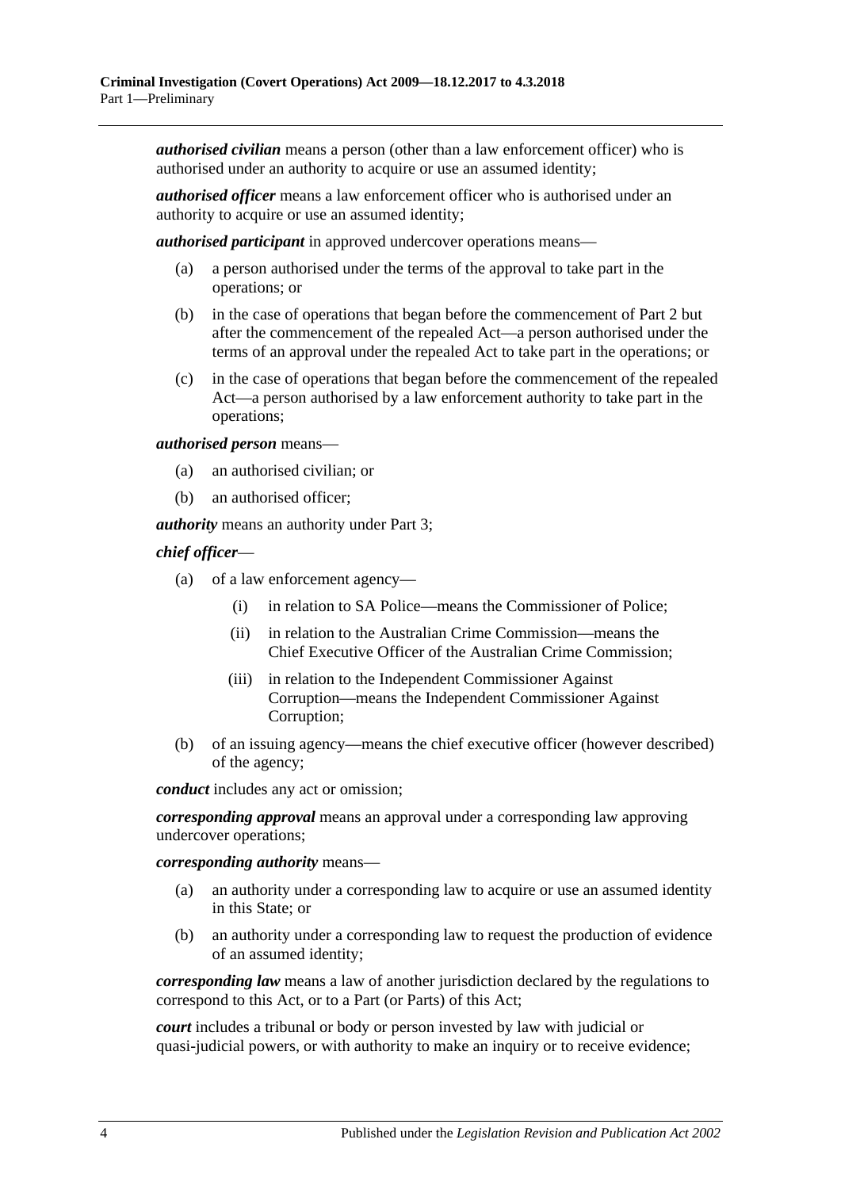***authorised civilian*** means a person (other than a law enforcement officer) who is authorised under an authority to acquire or use an assumed identity;

***authorised officer*** means a law enforcement officer who is authorised under an authority to acquire or use an assumed identity;

***authorised participant*** in approved undercover operations means—

- (a) a person authorised under the terms of the approval to take part in the operations; or
- (b) in the case of operations that began before the commencement of Part 2 but after the commencement of the repealed Act—a person authorised under the terms of an approval under the repealed Act to take part in the operations; or
- (c) in the case of operations that began before the commencement of the repealed Act—a person authorised by a law enforcement authority to take part in the operations;

***authorised person*** means—

- (a) an authorised civilian; or
- (b) an authorised officer;

***authority*** means an authority under Part 3;

***chief officer***—

- (a) of a law enforcement agency—
  - (i) in relation to SA Police—means the Commissioner of Police;
  - (ii) in relation to the Australian Crime Commission—means the Chief Executive Officer of the Australian Crime Commission;
  - (iii) in relation to the Independent Commissioner Against Corruption—means the Independent Commissioner Against Corruption;
- (b) of an issuing agency—means the chief executive officer (however described) of the agency;

***conduct*** includes any act or omission;

***corresponding approval*** means an approval under a corresponding law approving undercover operations;

***corresponding authority*** means—

- (a) an authority under a corresponding law to acquire or use an assumed identity in this State; or
- (b) an authority under a corresponding law to request the production of evidence of an assumed identity;

***corresponding law*** means a law of another jurisdiction declared by the regulations to correspond to this Act, or to a Part (or Parts) of this Act;

***court*** includes a tribunal or body or person invested by law with judicial or quasi-judicial powers, or with authority to make an inquiry or to receive evidence;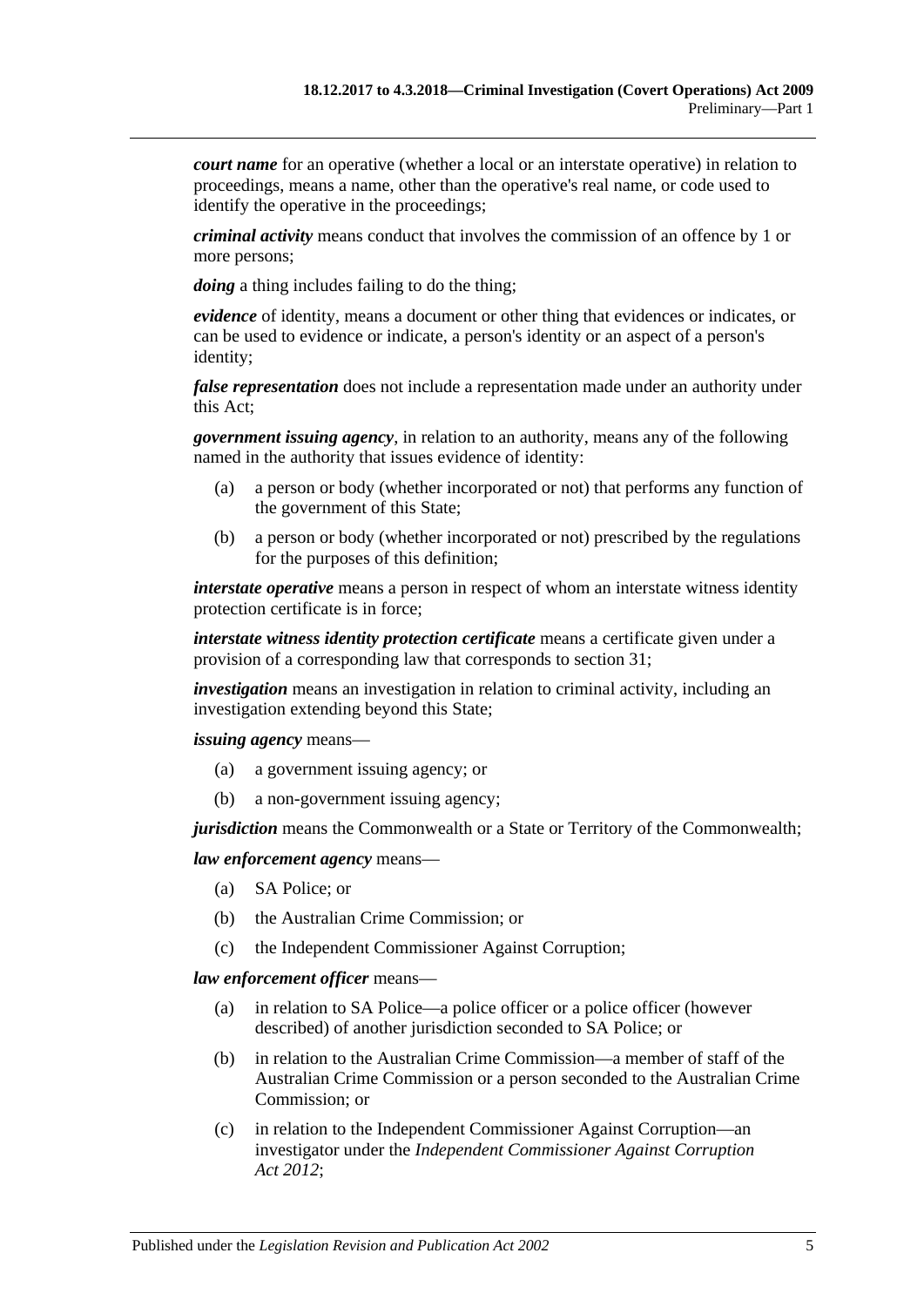***court name*** for an operative (whether a local or an interstate operative) in relation to proceedings, means a name, other than the operative's real name, or code used to identify the operative in the proceedings;

***criminal activity*** means conduct that involves the commission of an offence by 1 or more persons;

***doing*** a thing includes failing to do the thing;

***evidence*** of identity, means a document or other thing that evidences or indicates, or can be used to evidence or indicate, a person's identity or an aspect of a person's identity;

***false representation*** does not include a representation made under an authority under this Act;

***government issuing agency***, in relation to an authority, means any of the following named in the authority that issues evidence of identity:

- (a) a person or body (whether incorporated or not) that performs any function of the government of this State;
- (b) a person or body (whether incorporated or not) prescribed by the regulations for the purposes of this definition;

***interstate operative*** means a person in respect of whom an interstate witness identity protection certificate is in force;

***interstate witness identity protection certificate*** means a certificate given under a provision of a corresponding law that corresponds to section 31;

***investigation*** means an investigation in relation to criminal activity, including an investigation extending beyond this State;

***issuing agency*** means—

- (a) a government issuing agency; or
- (b) a non-government issuing agency;

***jurisdiction*** means the Commonwealth or a State or Territory of the Commonwealth;

***law enforcement agency*** means—

- (a) SA Police; or
- (b) the Australian Crime Commission; or
- (c) the Independent Commissioner Against Corruption;

***law enforcement officer*** means—

- (a) in relation to SA Police—a police officer or a police officer (however described) of another jurisdiction seconded to SA Police; or
- (b) in relation to the Australian Crime Commission—a member of staff of the Australian Crime Commission or a person seconded to the Australian Crime Commission; or
- (c) in relation to the Independent Commissioner Against Corruption—an investigator under the *Independent Commissioner Against Corruption Act 2012*;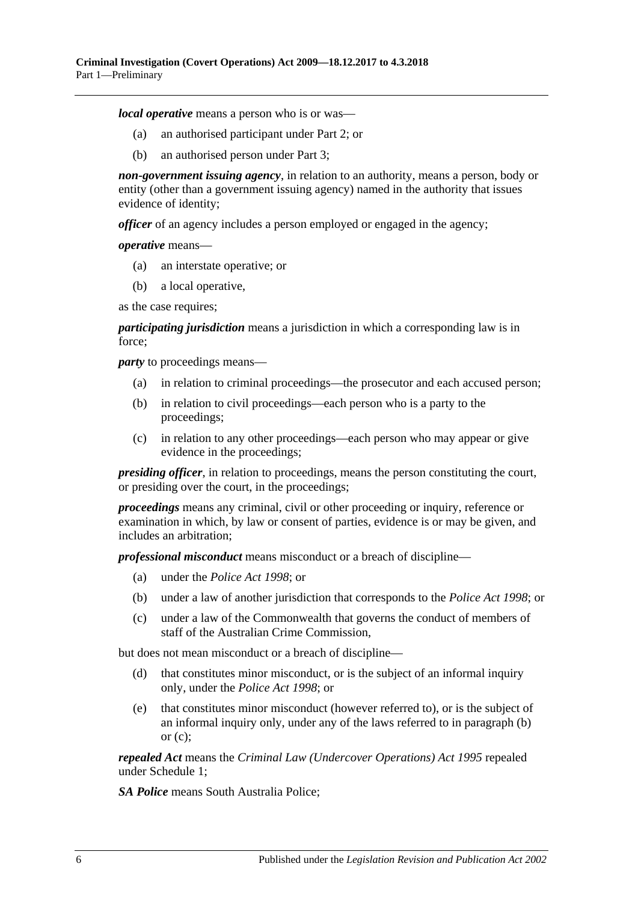***local operative*** means a person who is or was—

(a) an authorised participant under Part 2; or

(b) an authorised person under Part 3;

***non-government issuing agency***, in relation to an authority, means a person, body or entity (other than a government issuing agency) named in the authority that issues evidence of identity;

***officer*** of an agency includes a person employed or engaged in the agency;

***operative*** means—

(a) an interstate operative; or

(b) a local operative,

as the case requires;

***participating jurisdiction*** means a jurisdiction in which a corresponding law is in force;

***party*** to proceedings means—

(a) in relation to criminal proceedings—the prosecutor and each accused person;

(b) in relation to civil proceedings—each person who is a party to the proceedings;

(c) in relation to any other proceedings—each person who may appear or give evidence in the proceedings;

***presiding officer***, in relation to proceedings, means the person constituting the court, or presiding over the court, in the proceedings;

***proceedings*** means any criminal, civil or other proceeding or inquiry, reference or examination in which, by law or consent of parties, evidence is or may be given, and includes an arbitration;

***professional misconduct*** means misconduct or a breach of discipline—

(a) under the *Police Act 1998*; or

(b) under a law of another jurisdiction that corresponds to the *Police Act 1998*; or

(c) under a law of the Commonwealth that governs the conduct of members of staff of the Australian Crime Commission,

but does not mean misconduct or a breach of discipline—

(d) that constitutes minor misconduct, or is the subject of an informal inquiry only, under the *Police Act 1998*; or

(e) that constitutes minor misconduct (however referred to), or is the subject of an informal inquiry only, under any of the laws referred to in paragraph (b) or (c);

***repealed Act*** means the *Criminal Law (Undercover Operations) Act 1995* repealed under Schedule 1;

***SA Police*** means South Australia Police;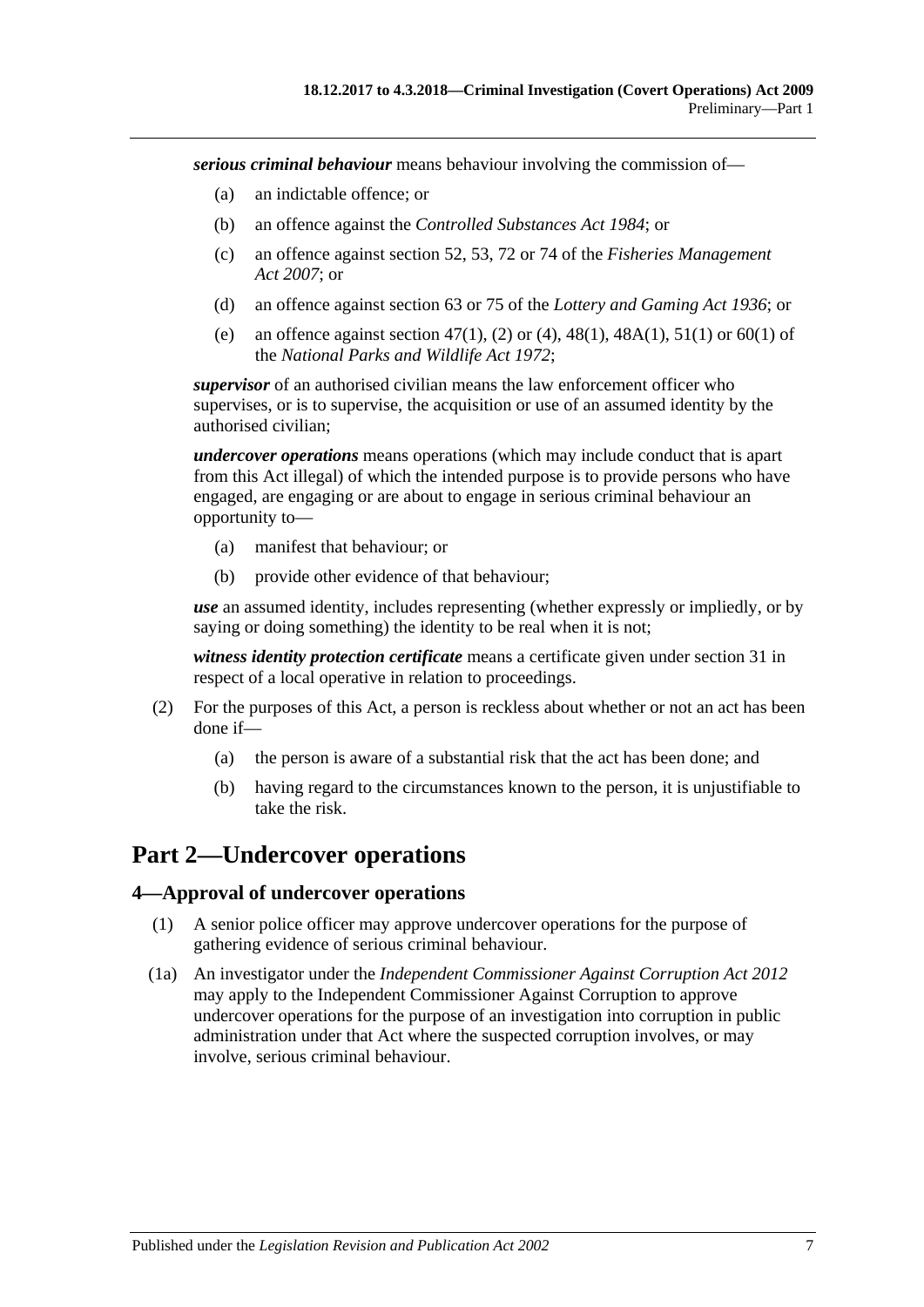***serious criminal behaviour*** means behaviour involving the commission of—

(a) an indictable offence; or

(b) an offence against the *Controlled Substances Act 1984*; or

(c) an offence against section 52, 53, 72 or 74 of the *Fisheries Management Act 2007*; or

(d) an offence against section 63 or 75 of the *Lottery and Gaming Act 1936*; or

(e) an offence against section 47(1), (2) or (4), 48(1), 48A(1), 51(1) or 60(1) of the *National Parks and Wildlife Act 1972*;

***supervisor*** of an authorised civilian means the law enforcement officer who supervises, or is to supervise, the acquisition or use of an assumed identity by the authorised civilian;

***undercover operations*** means operations (which may include conduct that is apart from this Act illegal) of which the intended purpose is to provide persons who have engaged, are engaging or are about to engage in serious criminal behaviour an opportunity to—

(a) manifest that behaviour; or

(b) provide other evidence of that behaviour;

***use*** an assumed identity, includes representing (whether expressly or impliedly, or by saying or doing something) the identity to be real when it is not;

***witness identity protection certificate*** means a certificate given under section 31 in respect of a local operative in relation to proceedings.

(2) For the purposes of this Act, a person is reckless about whether or not an act has been done if—

(a) the person is aware of a substantial risk that the act has been done; and

(b) having regard to the circumstances known to the person, it is unjustifiable to take the risk.

# Part 2—Undercover operations

## 4—Approval of undercover operations

(1) A senior police officer may approve undercover operations for the purpose of gathering evidence of serious criminal behaviour.

(1a) An investigator under the *Independent Commissioner Against Corruption Act 2012* may apply to the Independent Commissioner Against Corruption to approve undercover operations for the purpose of an investigation into corruption in public administration under that Act where the suspected corruption involves, or may involve, serious criminal behaviour.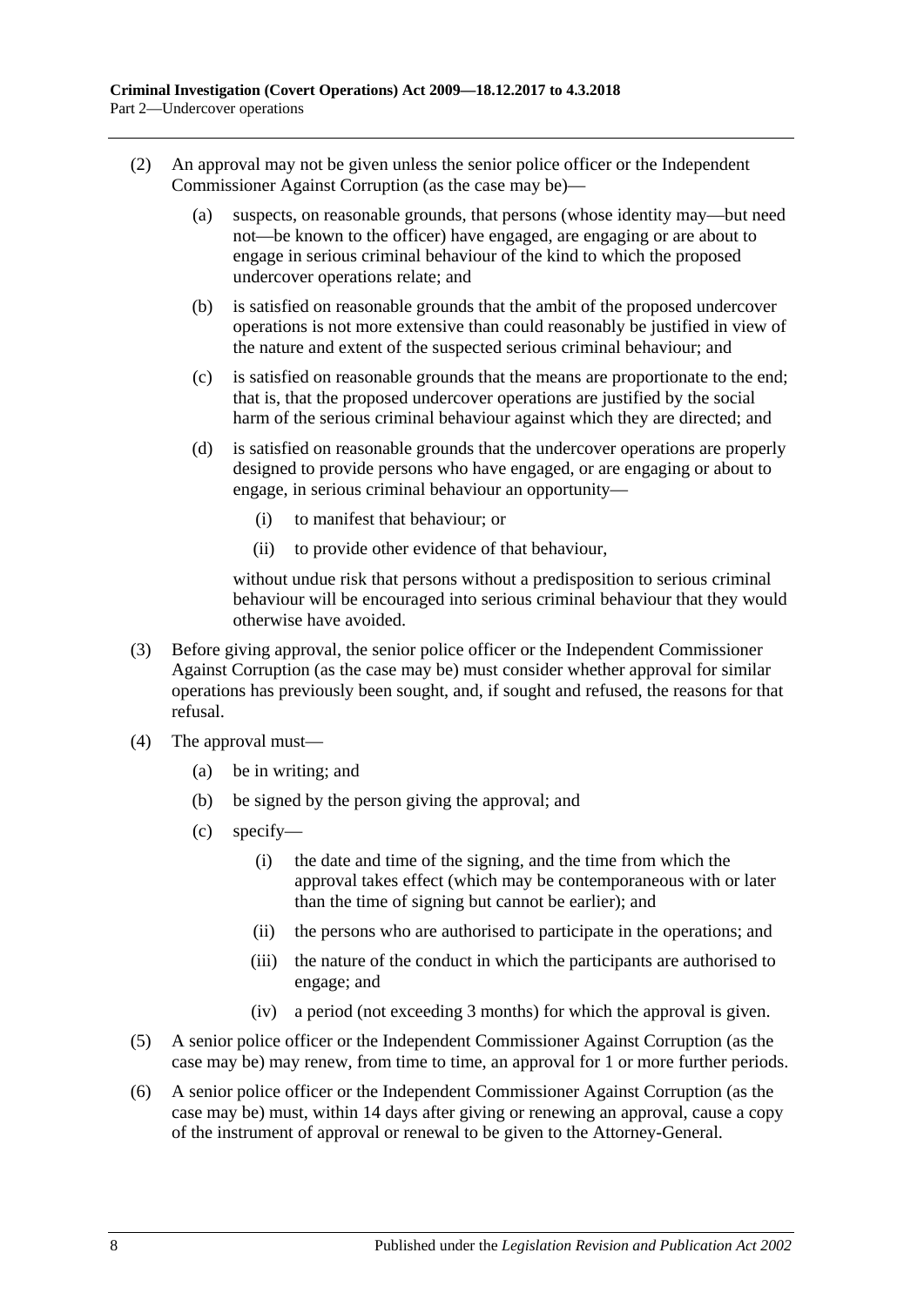(2) An approval may not be given unless the senior police officer or the Independent Commissioner Against Corruption (as the case may be)—

(a) suspects, on reasonable grounds, that persons (whose identity may—but need not—be known to the officer) have engaged, are engaging or are about to engage in serious criminal behaviour of the kind to which the proposed undercover operations relate; and

(b) is satisfied on reasonable grounds that the ambit of the proposed undercover operations is not more extensive than could reasonably be justified in view of the nature and extent of the suspected serious criminal behaviour; and

(c) is satisfied on reasonable grounds that the means are proportionate to the end; that is, that the proposed undercover operations are justified by the social harm of the serious criminal behaviour against which they are directed; and

(d) is satisfied on reasonable grounds that the undercover operations are properly designed to provide persons who have engaged, or are engaging or about to engage, in serious criminal behaviour an opportunity—

(i) to manifest that behaviour; or

(ii) to provide other evidence of that behaviour,

without undue risk that persons without a predisposition to serious criminal behaviour will be encouraged into serious criminal behaviour that they would otherwise have avoided.

(3) Before giving approval, the senior police officer or the Independent Commissioner Against Corruption (as the case may be) must consider whether approval for similar operations has previously been sought, and, if sought and refused, the reasons for that refusal.

(4) The approval must—

(a) be in writing; and

(b) be signed by the person giving the approval; and

(c) specify—

(i) the date and time of the signing, and the time from which the approval takes effect (which may be contemporaneous with or later than the time of signing but cannot be earlier); and

(ii) the persons who are authorised to participate in the operations; and

(iii) the nature of the conduct in which the participants are authorised to engage; and

(iv) a period (not exceeding 3 months) for which the approval is given.

(5) A senior police officer or the Independent Commissioner Against Corruption (as the case may be) may renew, from time to time, an approval for 1 or more further periods.

(6) A senior police officer or the Independent Commissioner Against Corruption (as the case may be) must, within 14 days after giving or renewing an approval, cause a copy of the instrument of approval or renewal to be given to the Attorney-General.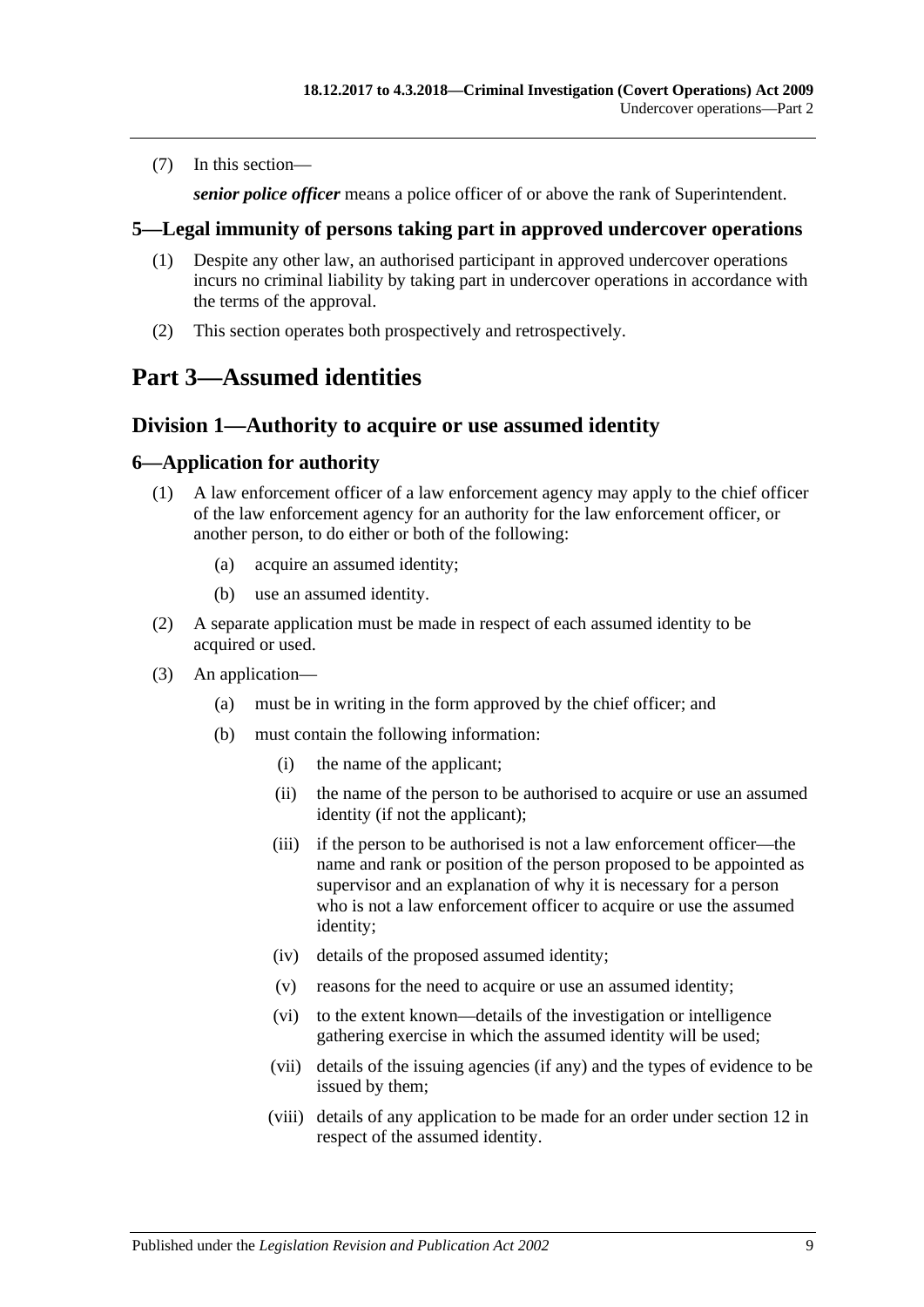(7) In this section—

***senior police officer*** means a police officer of or above the rank of Superintendent.

### 5—Legal immunity of persons taking part in approved undercover operations

(1) Despite any other law, an authorised participant in approved undercover operations incurs no criminal liability by taking part in undercover operations in accordance with the terms of the approval.

(2) This section operates both prospectively and retrospectively.

# Part 3—Assumed identities

## Division 1—Authority to acquire or use assumed identity

### 6—Application for authority

(1) A law enforcement officer of a law enforcement agency may apply to the chief officer of the law enforcement agency for an authority for the law enforcement officer, or another person, to do either or both of the following:

- (a) acquire an assumed identity;
- (b) use an assumed identity.

(2) A separate application must be made in respect of each assumed identity to be acquired or used.

(3) An application—

- (a) must be in writing in the form approved by the chief officer; and
- (b) must contain the following information:
  - (i) the name of the applicant;
  - (ii) the name of the person to be authorised to acquire or use an assumed identity (if not the applicant);
  - (iii) if the person to be authorised is not a law enforcement officer—the name and rank or position of the person proposed to be appointed as supervisor and an explanation of why it is necessary for a person who is not a law enforcement officer to acquire or use the assumed identity;
  - (iv) details of the proposed assumed identity;
  - (v) reasons for the need to acquire or use an assumed identity;
  - (vi) to the extent known—details of the investigation or intelligence gathering exercise in which the assumed identity will be used;
  - (vii) details of the issuing agencies (if any) and the types of evidence to be issued by them;
  - (viii) details of any application to be made for an order under section 12 in respect of the assumed identity.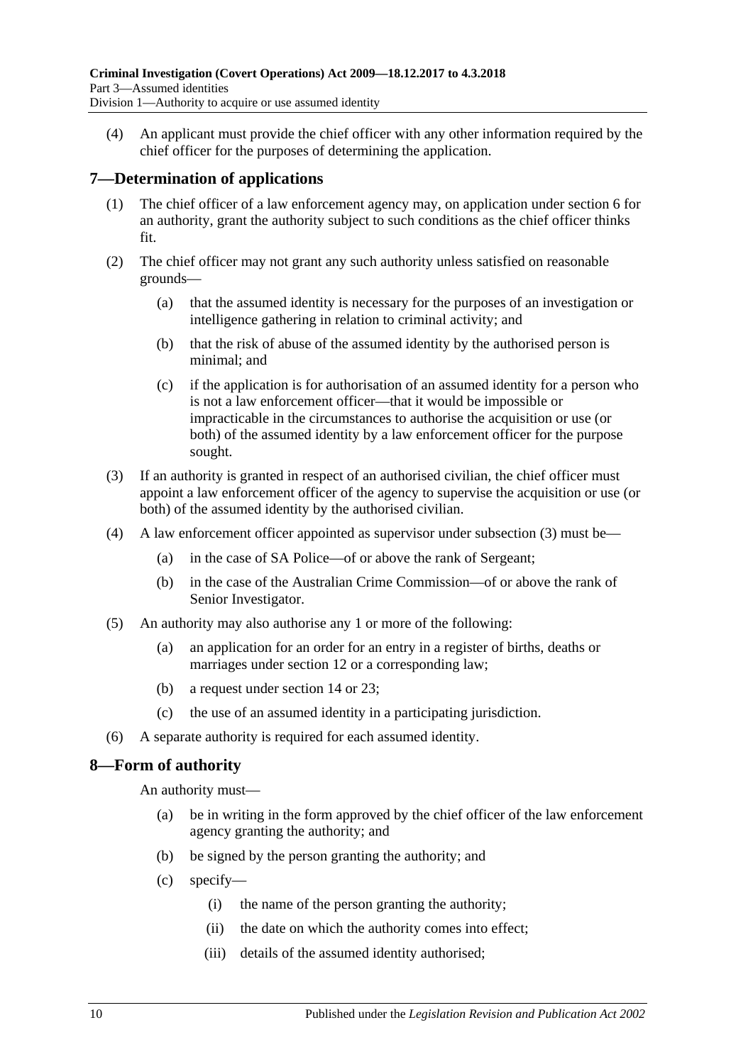(4) An applicant must provide the chief officer with any other information required by the chief officer for the purposes of determining the application.

## 7—Determination of applications

(1) The chief officer of a law enforcement agency may, on application under section 6 for an authority, grant the authority subject to such conditions as the chief officer thinks fit.

(2) The chief officer may not grant any such authority unless satisfied on reasonable grounds—

- (a) that the assumed identity is necessary for the purposes of an investigation or intelligence gathering in relation to criminal activity; and
- (b) that the risk of abuse of the assumed identity by the authorised person is minimal; and
- (c) if the application is for authorisation of an assumed identity for a person who is not a law enforcement officer—that it would be impossible or impracticable in the circumstances to authorise the acquisition or use (or both) of the assumed identity by a law enforcement officer for the purpose sought.

(3) If an authority is granted in respect of an authorised civilian, the chief officer must appoint a law enforcement officer of the agency to supervise the acquisition or use (or both) of the assumed identity by the authorised civilian.

(4) A law enforcement officer appointed as supervisor under subsection (3) must be—

- (a) in the case of SA Police—of or above the rank of Sergeant;
- (b) in the case of the Australian Crime Commission—of or above the rank of Senior Investigator.

(5) An authority may also authorise any 1 or more of the following:

- (a) an application for an order for an entry in a register of births, deaths or marriages under section 12 or a corresponding law;
- (b) a request under section 14 or 23;
- (c) the use of an assumed identity in a participating jurisdiction.

(6) A separate authority is required for each assumed identity.

## 8—Form of authority

An authority must—

- (a) be in writing in the form approved by the chief officer of the law enforcement agency granting the authority; and
- (b) be signed by the person granting the authority; and
- (c) specify—
  - (i) the name of the person granting the authority;
  - (ii) the date on which the authority comes into effect;
  - (iii) details of the assumed identity authorised;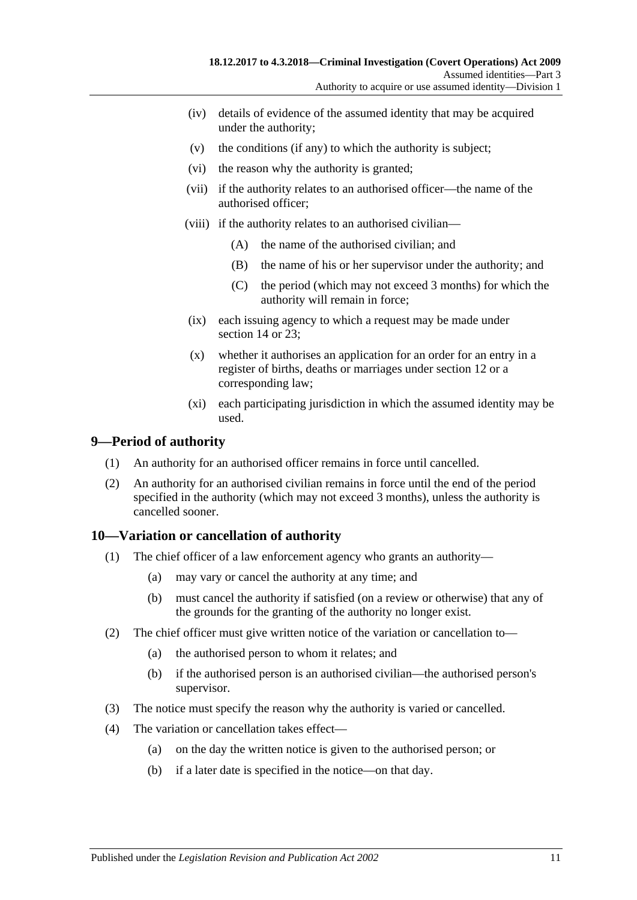- (iv) details of evidence of the assumed identity that may be acquired under the authority;
- (v) the conditions (if any) to which the authority is subject;
- (vi) the reason why the authority is granted;
- (vii) if the authority relates to an authorised officer—the name of the authorised officer;
- (viii) if the authority relates to an authorised civilian—
    - (A) the name of the authorised civilian; and
    - (B) the name of his or her supervisor under the authority; and
    - (C) the period (which may not exceed 3 months) for which the authority will remain in force;
- (ix) each issuing agency to which a request may be made under section 14 or 23;
- (x) whether it authorises an application for an order for an entry in a register of births, deaths or marriages under section 12 or a corresponding law;
- (xi) each participating jurisdiction in which the assumed identity may be used.

## 9—Period of authority

(1) An authority for an authorised officer remains in force until cancelled.

(2) An authority for an authorised civilian remains in force until the end of the period specified in the authority (which may not exceed 3 months), unless the authority is cancelled sooner.

## 10—Variation or cancellation of authority

(1) The chief officer of a law enforcement agency who grants an authority—

- (a) may vary or cancel the authority at any time; and
- (b) must cancel the authority if satisfied (on a review or otherwise) that any of the grounds for the granting of the authority no longer exist.

(2) The chief officer must give written notice of the variation or cancellation to—

- (a) the authorised person to whom it relates; and
- (b) if the authorised person is an authorised civilian—the authorised person's supervisor.

(3) The notice must specify the reason why the authority is varied or cancelled.

(4) The variation or cancellation takes effect—

- (a) on the day the written notice is given to the authorised person; or
- (b) if a later date is specified in the notice—on that day.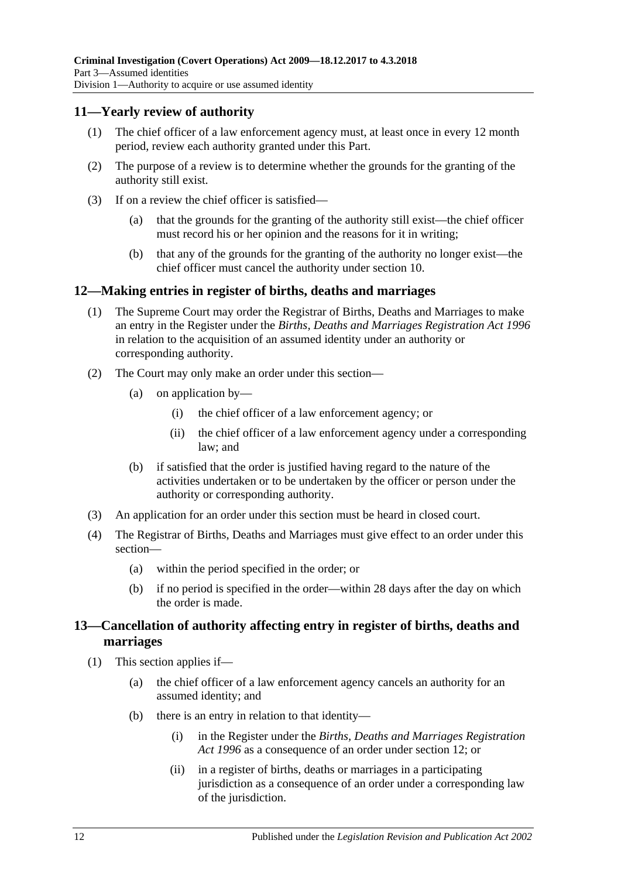## 11—Yearly review of authority

(1) The chief officer of a law enforcement agency must, at least once in every 12 month period, review each authority granted under this Part.

(2) The purpose of a review is to determine whether the grounds for the granting of the authority still exist.

(3) If on a review the chief officer is satisfied—

(a) that the grounds for the granting of the authority still exist—the chief officer must record his or her opinion and the reasons for it in writing;

(b) that any of the grounds for the granting of the authority no longer exist—the chief officer must cancel the authority under section 10.

## 12—Making entries in register of births, deaths and marriages

(1) The Supreme Court may order the Registrar of Births, Deaths and Marriages to make an entry in the Register under the *Births, Deaths and Marriages Registration Act 1996* in relation to the acquisition of an assumed identity under an authority or corresponding authority.

(2) The Court may only make an order under this section—

(a) on application by—

(i) the chief officer of a law enforcement agency; or

(ii) the chief officer of a law enforcement agency under a corresponding law; and

(b) if satisfied that the order is justified having regard to the nature of the activities undertaken or to be undertaken by the officer or person under the authority or corresponding authority.

(3) An application for an order under this section must be heard in closed court.

(4) The Registrar of Births, Deaths and Marriages must give effect to an order under this section—

(a) within the period specified in the order; or

(b) if no period is specified in the order—within 28 days after the day on which the order is made.

## 13—Cancellation of authority affecting entry in register of births, deaths and marriages

(1) This section applies if—

(a) the chief officer of a law enforcement agency cancels an authority for an assumed identity; and

(b) there is an entry in relation to that identity—

(i) in the Register under the *Births, Deaths and Marriages Registration Act 1996* as a consequence of an order under section 12; or

(ii) in a register of births, deaths or marriages in a participating jurisdiction as a consequence of an order under a corresponding law of the jurisdiction.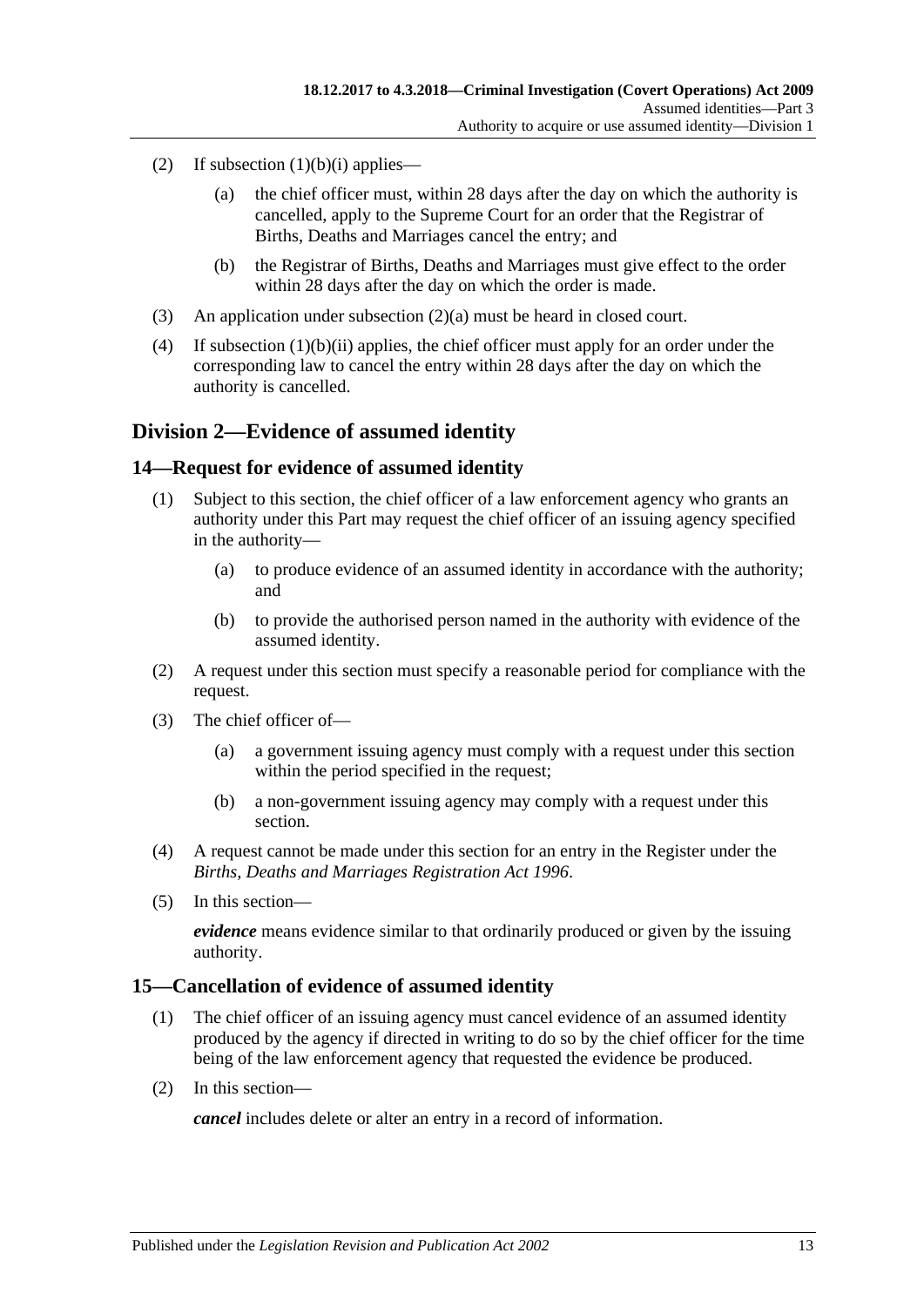(2) If subsection (1)(b)(i) applies—

(a) the chief officer must, within 28 days after the day on which the authority is cancelled, apply to the Supreme Court for an order that the Registrar of Births, Deaths and Marriages cancel the entry; and

(b) the Registrar of Births, Deaths and Marriages must give effect to the order within 28 days after the day on which the order is made.

(3) An application under subsection (2)(a) must be heard in closed court.

(4) If subsection (1)(b)(ii) applies, the chief officer must apply for an order under the corresponding law to cancel the entry within 28 days after the day on which the authority is cancelled.

## Division 2—Evidence of assumed identity

### 14—Request for evidence of assumed identity

(1) Subject to this section, the chief officer of a law enforcement agency who grants an authority under this Part may request the chief officer of an issuing agency specified in the authority—

(a) to produce evidence of an assumed identity in accordance with the authority; and

(b) to provide the authorised person named in the authority with evidence of the assumed identity.

(2) A request under this section must specify a reasonable period for compliance with the request.

(3) The chief officer of—

(a) a government issuing agency must comply with a request under this section within the period specified in the request;

(b) a non-government issuing agency may comply with a request under this section.

(4) A request cannot be made under this section for an entry in the Register under the *Births, Deaths and Marriages Registration Act 1996*.

(5) In this section—

***evidence*** means evidence similar to that ordinarily produced or given by the issuing authority.

### 15—Cancellation of evidence of assumed identity

(1) The chief officer of an issuing agency must cancel evidence of an assumed identity produced by the agency if directed in writing to do so by the chief officer for the time being of the law enforcement agency that requested the evidence be produced.

(2) In this section—

***cancel*** includes delete or alter an entry in a record of information.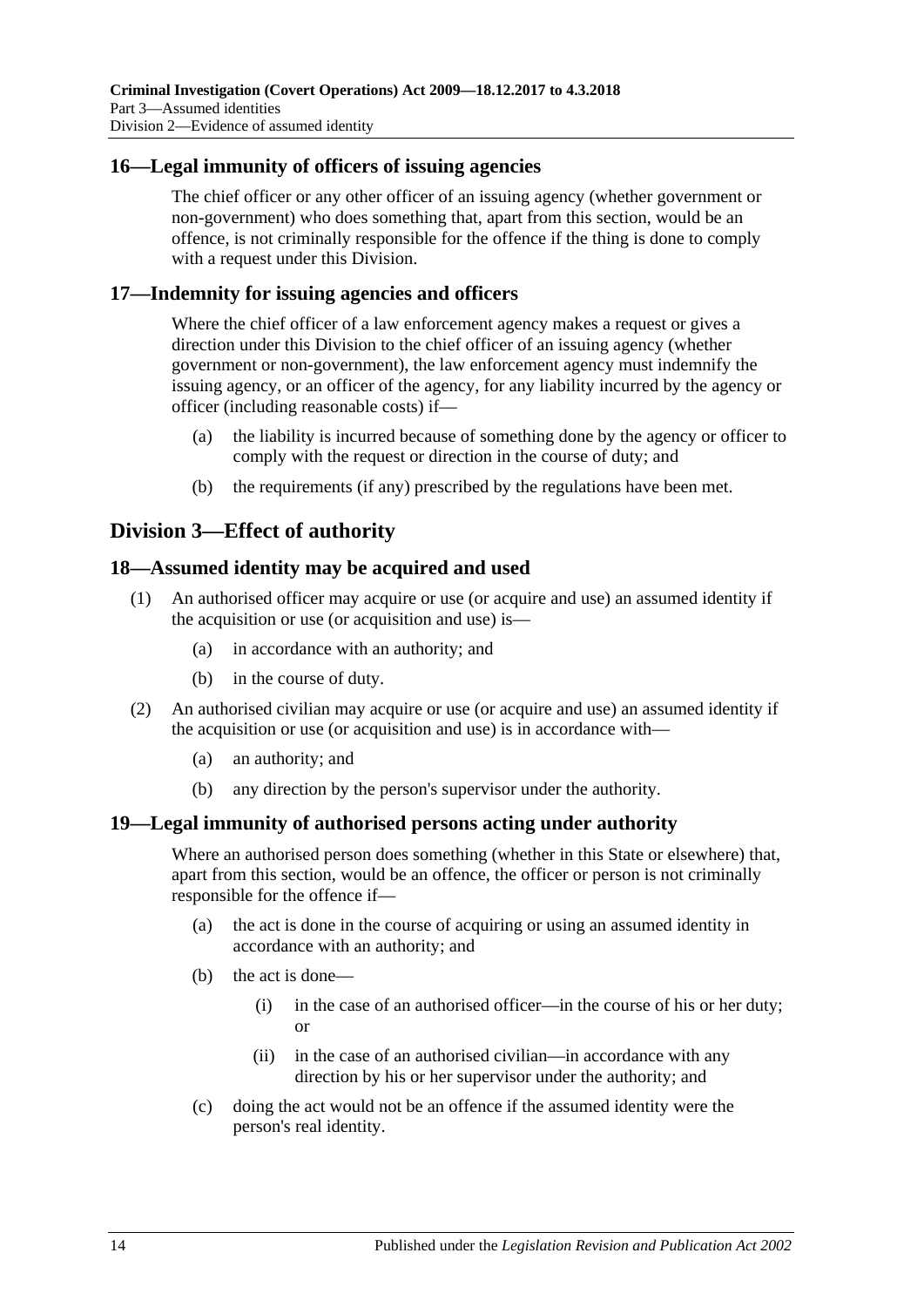## 16—Legal immunity of officers of issuing agencies

The chief officer or any other officer of an issuing agency (whether government or non-government) who does something that, apart from this section, would be an offence, is not criminally responsible for the offence if the thing is done to comply with a request under this Division.

## 17—Indemnity for issuing agencies and officers

Where the chief officer of a law enforcement agency makes a request or gives a direction under this Division to the chief officer of an issuing agency (whether government or non-government), the law enforcement agency must indemnify the issuing agency, or an officer of the agency, for any liability incurred by the agency or officer (including reasonable costs) if—

(a) the liability is incurred because of something done by the agency or officer to comply with the request or direction in the course of duty; and

(b) the requirements (if any) prescribed by the regulations have been met.

# Division 3—Effect of authority

## 18—Assumed identity may be acquired and used

(1) An authorised officer may acquire or use (or acquire and use) an assumed identity if the acquisition or use (or acquisition and use) is—

(a) in accordance with an authority; and

(b) in the course of duty.

(2) An authorised civilian may acquire or use (or acquire and use) an assumed identity if the acquisition or use (or acquisition and use) is in accordance with—

(a) an authority; and

(b) any direction by the person's supervisor under the authority.

## 19—Legal immunity of authorised persons acting under authority

Where an authorised person does something (whether in this State or elsewhere) that, apart from this section, would be an offence, the officer or person is not criminally responsible for the offence if—

(a) the act is done in the course of acquiring or using an assumed identity in accordance with an authority; and

(b) the act is done—

(i) in the case of an authorised officer—in the course of his or her duty; or

(ii) in the case of an authorised civilian—in accordance with any direction by his or her supervisor under the authority; and

(c) doing the act would not be an offence if the assumed identity were the person's real identity.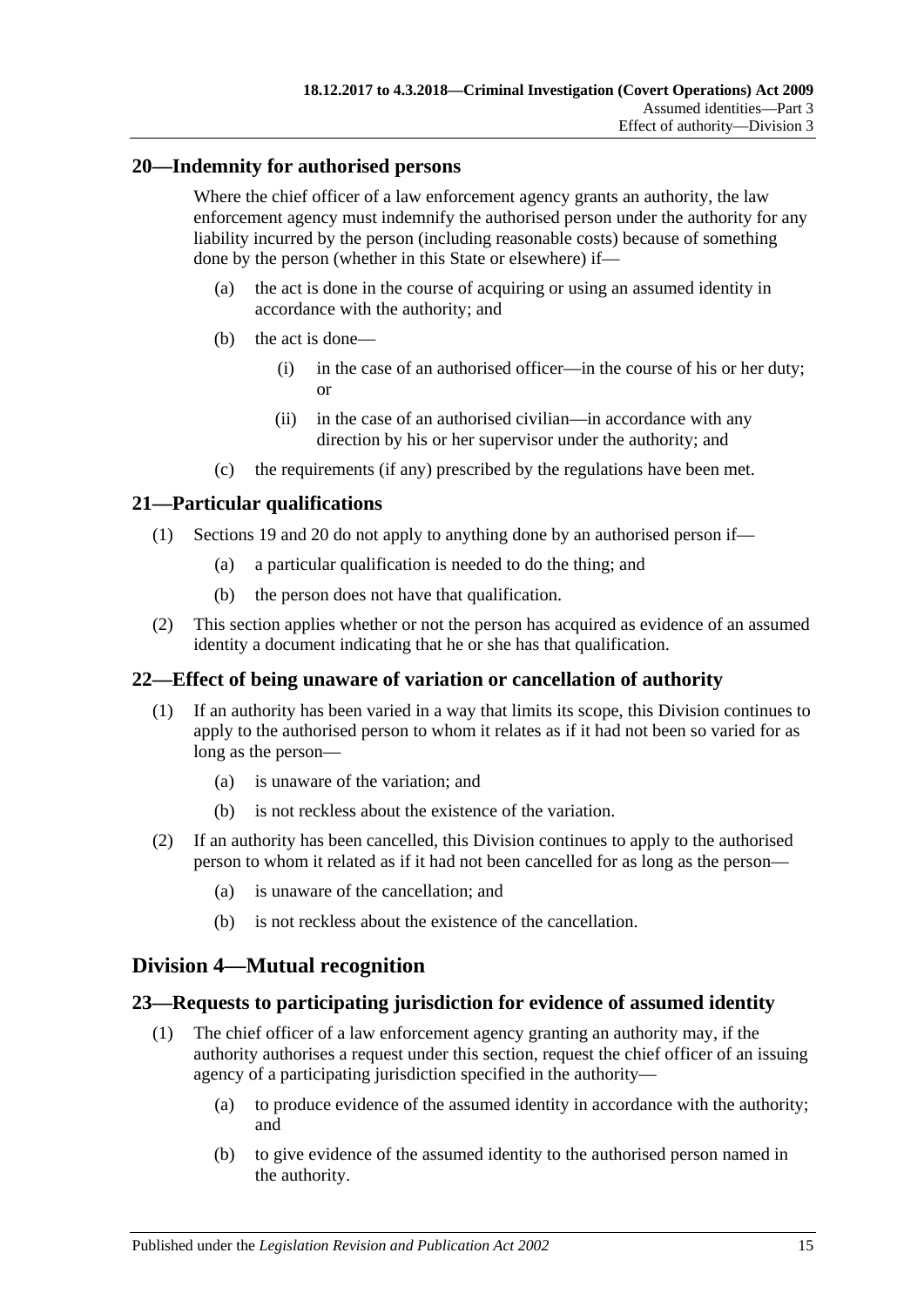## 20—Indemnity for authorised persons

Where the chief officer of a law enforcement agency grants an authority, the law enforcement agency must indemnify the authorised person under the authority for any liability incurred by the person (including reasonable costs) because of something done by the person (whether in this State or elsewhere) if—

(a) the act is done in the course of acquiring or using an assumed identity in accordance with the authority; and

(b) the act is done—

(i) in the case of an authorised officer—in the course of his or her duty; or

(ii) in the case of an authorised civilian—in accordance with any direction by his or her supervisor under the authority; and

(c) the requirements (if any) prescribed by the regulations have been met.

## 21—Particular qualifications

(1) Sections 19 and 20 do not apply to anything done by an authorised person if—

(a) a particular qualification is needed to do the thing; and

(b) the person does not have that qualification.

(2) This section applies whether or not the person has acquired as evidence of an assumed identity a document indicating that he or she has that qualification.

## 22—Effect of being unaware of variation or cancellation of authority

(1) If an authority has been varied in a way that limits its scope, this Division continues to apply to the authorised person to whom it relates as if it had not been so varied for as long as the person—

(a) is unaware of the variation; and

(b) is not reckless about the existence of the variation.

(2) If an authority has been cancelled, this Division continues to apply to the authorised person to whom it related as if it had not been cancelled for as long as the person—

(a) is unaware of the cancellation; and

(b) is not reckless about the existence of the cancellation.

# Division 4—Mutual recognition

## 23—Requests to participating jurisdiction for evidence of assumed identity

(1) The chief officer of a law enforcement agency granting an authority may, if the authority authorises a request under this section, request the chief officer of an issuing agency of a participating jurisdiction specified in the authority—

(a) to produce evidence of the assumed identity in accordance with the authority; and

(b) to give evidence of the assumed identity to the authorised person named in the authority.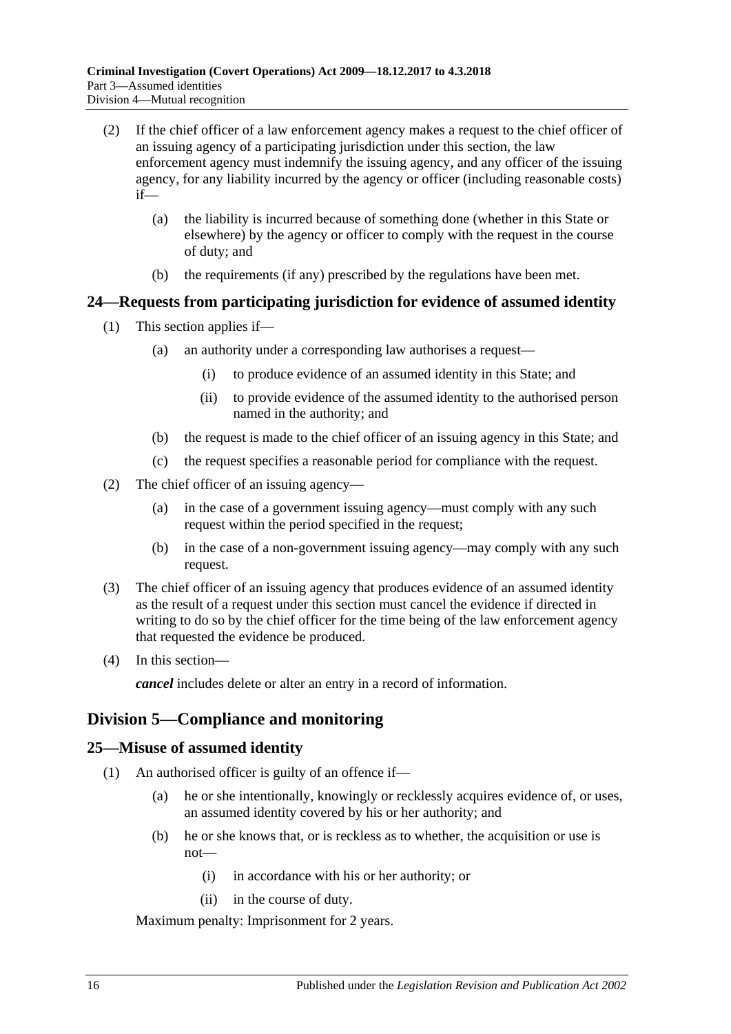(2) If the chief officer of a law enforcement agency makes a request to the chief officer of an issuing agency of a participating jurisdiction under this section, the law enforcement agency must indemnify the issuing agency, and any officer of the issuing agency, for any liability incurred by the agency or officer (including reasonable costs) if—

(a) the liability is incurred because of something done (whether in this State or elsewhere) by the agency or officer to comply with the request in the course of duty; and

(b) the requirements (if any) prescribed by the regulations have been met.

## 24—Requests from participating jurisdiction for evidence of assumed identity

(1) This section applies if—

(a) an authority under a corresponding law authorises a request—

(i) to produce evidence of an assumed identity in this State; and

(ii) to provide evidence of the assumed identity to the authorised person named in the authority; and

(b) the request is made to the chief officer of an issuing agency in this State; and

(c) the request specifies a reasonable period for compliance with the request.

(2) The chief officer of an issuing agency—

(a) in the case of a government issuing agency—must comply with any such request within the period specified in the request;

(b) in the case of a non-government issuing agency—may comply with any such request.

(3) The chief officer of an issuing agency that produces evidence of an assumed identity as the result of a request under this section must cancel the evidence if directed in writing to do so by the chief officer for the time being of the law enforcement agency that requested the evidence be produced.

(4) In this section—

***cancel*** includes delete or alter an entry in a record of information.

# Division 5—Compliance and monitoring

## 25—Misuse of assumed identity

(1) An authorised officer is guilty of an offence if—

(a) he or she intentionally, knowingly or recklessly acquires evidence of, or uses, an assumed identity covered by his or her authority; and

(b) he or she knows that, or is reckless as to whether, the acquisition or use is not—

(i) in accordance with his or her authority; or

(ii) in the course of duty.

Maximum penalty: Imprisonment for 2 years.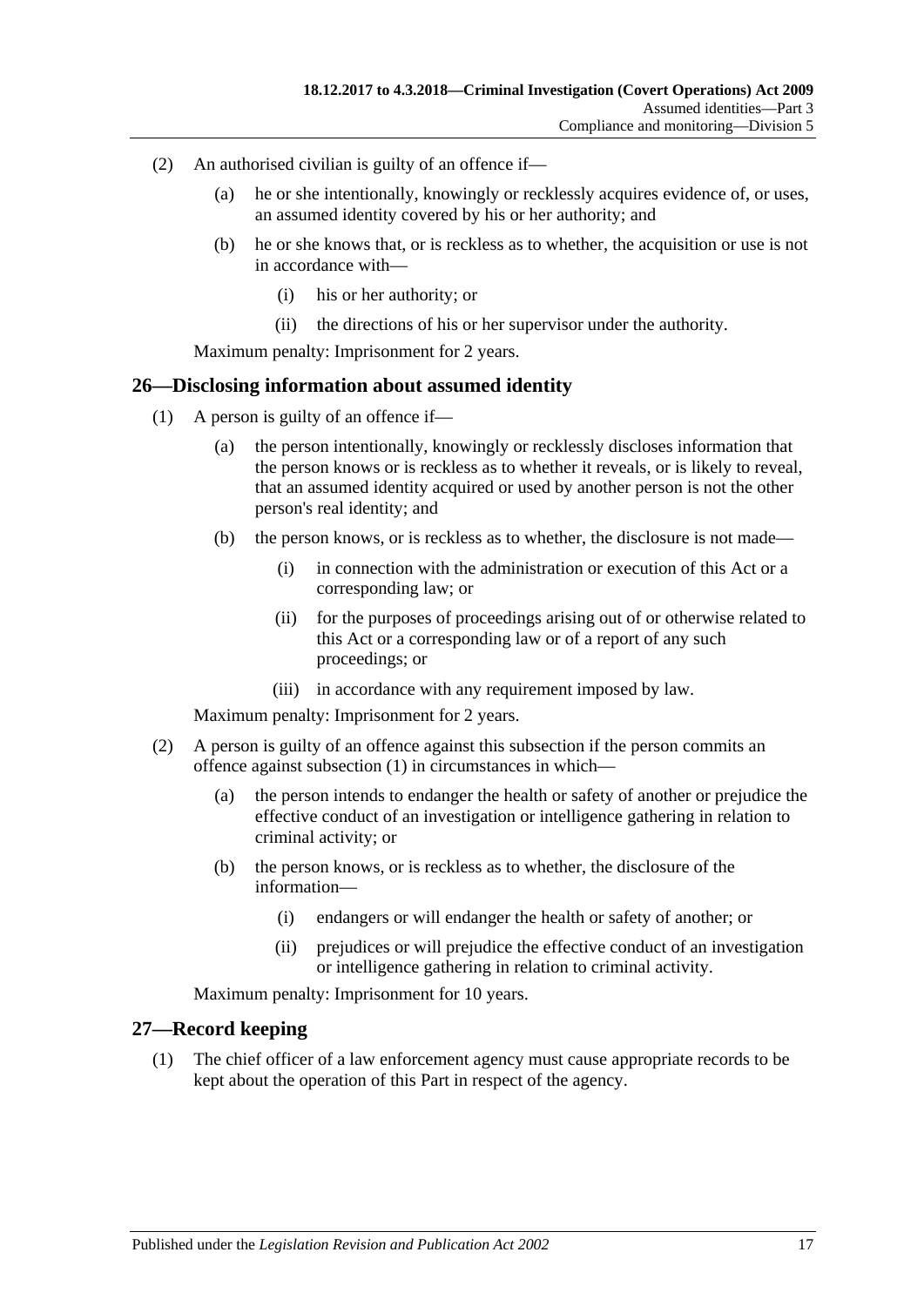(2) An authorised civilian is guilty of an offence if—

(a) he or she intentionally, knowingly or recklessly acquires evidence of, or uses, an assumed identity covered by his or her authority; and

(b) he or she knows that, or is reckless as to whether, the acquisition or use is not in accordance with—

(i) his or her authority; or

(ii) the directions of his or her supervisor under the authority.

Maximum penalty: Imprisonment for 2 years.

## 26—Disclosing information about assumed identity

(1) A person is guilty of an offence if—

(a) the person intentionally, knowingly or recklessly discloses information that the person knows or is reckless as to whether it reveals, or is likely to reveal, that an assumed identity acquired or used by another person is not the other person's real identity; and

(b) the person knows, or is reckless as to whether, the disclosure is not made—

(i) in connection with the administration or execution of this Act or a corresponding law; or

(ii) for the purposes of proceedings arising out of or otherwise related to this Act or a corresponding law or of a report of any such proceedings; or

(iii) in accordance with any requirement imposed by law.

Maximum penalty: Imprisonment for 2 years.

(2) A person is guilty of an offence against this subsection if the person commits an offence against subsection (1) in circumstances in which—

(a) the person intends to endanger the health or safety of another or prejudice the effective conduct of an investigation or intelligence gathering in relation to criminal activity; or

(b) the person knows, or is reckless as to whether, the disclosure of the information—

(i) endangers or will endanger the health or safety of another; or

(ii) prejudices or will prejudice the effective conduct of an investigation or intelligence gathering in relation to criminal activity.

Maximum penalty: Imprisonment for 10 years.

## 27—Record keeping

(1) The chief officer of a law enforcement agency must cause appropriate records to be kept about the operation of this Part in respect of the agency.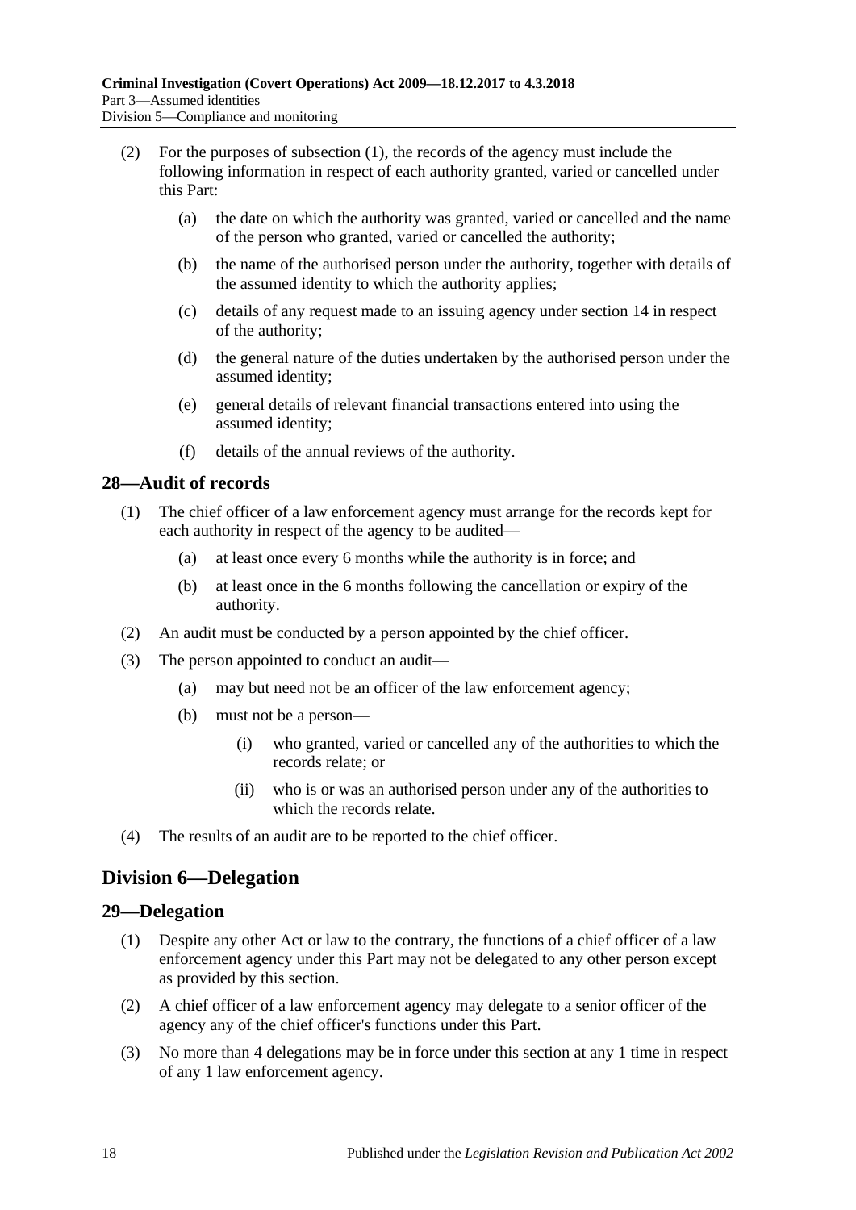(2) For the purposes of subsection (1), the records of the agency must include the following information in respect of each authority granted, varied or cancelled under this Part:

(a) the date on which the authority was granted, varied or cancelled and the name of the person who granted, varied or cancelled the authority;

(b) the name of the authorised person under the authority, together with details of the assumed identity to which the authority applies;

(c) details of any request made to an issuing agency under section 14 in respect of the authority;

(d) the general nature of the duties undertaken by the authorised person under the assumed identity;

(e) general details of relevant financial transactions entered into using the assumed identity;

(f) details of the annual reviews of the authority.

## 28—Audit of records

(1) The chief officer of a law enforcement agency must arrange for the records kept for each authority in respect of the agency to be audited—

(a) at least once every 6 months while the authority is in force; and

(b) at least once in the 6 months following the cancellation or expiry of the authority.

(2) An audit must be conducted by a person appointed by the chief officer.

(3) The person appointed to conduct an audit—

(a) may but need not be an officer of the law enforcement agency;

(b) must not be a person—

(i) who granted, varied or cancelled any of the authorities to which the records relate; or

(ii) who is or was an authorised person under any of the authorities to which the records relate.

(4) The results of an audit are to be reported to the chief officer.

# Division 6—Delegation

## 29—Delegation

(1) Despite any other Act or law to the contrary, the functions of a chief officer of a law enforcement agency under this Part may not be delegated to any other person except as provided by this section.

(2) A chief officer of a law enforcement agency may delegate to a senior officer of the agency any of the chief officer's functions under this Part.

(3) No more than 4 delegations may be in force under this section at any 1 time in respect of any 1 law enforcement agency.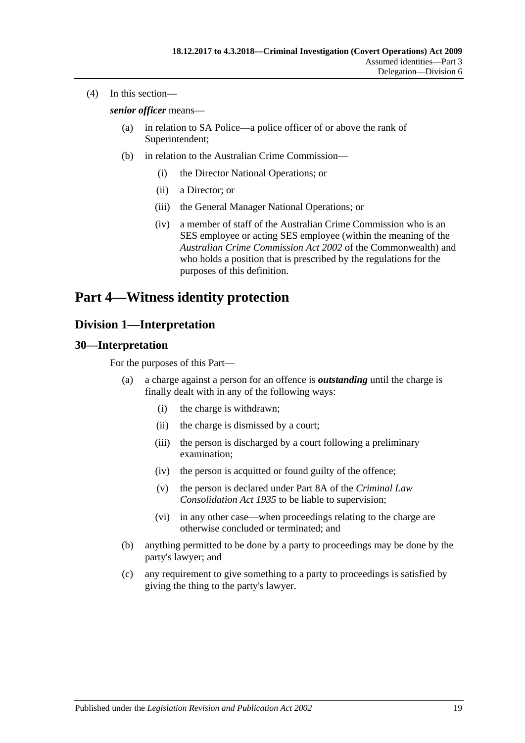(4) In this section—

***senior officer*** means—

(a) in relation to SA Police—a police officer of or above the rank of Superintendent;

(b) in relation to the Australian Crime Commission—

(i) the Director National Operations; or

(ii) a Director; or

(iii) the General Manager National Operations; or

(iv) a member of staff of the Australian Crime Commission who is an SES employee or acting SES employee (within the meaning of the *Australian Crime Commission Act 2002* of the Commonwealth) and who holds a position that is prescribed by the regulations for the purposes of this definition.

# Part 4—Witness identity protection

## Division 1—Interpretation

### 30—Interpretation

For the purposes of this Part—

(a) a charge against a person for an offence is ***outstanding*** until the charge is finally dealt with in any of the following ways:

(i) the charge is withdrawn;

(ii) the charge is dismissed by a court;

(iii) the person is discharged by a court following a preliminary examination;

(iv) the person is acquitted or found guilty of the offence;

(v) the person is declared under Part 8A of the *Criminal Law Consolidation Act 1935* to be liable to supervision;

(vi) in any other case—when proceedings relating to the charge are otherwise concluded or terminated; and

(b) anything permitted to be done by a party to proceedings may be done by the party's lawyer; and

(c) any requirement to give something to a party to proceedings is satisfied by giving the thing to the party's lawyer.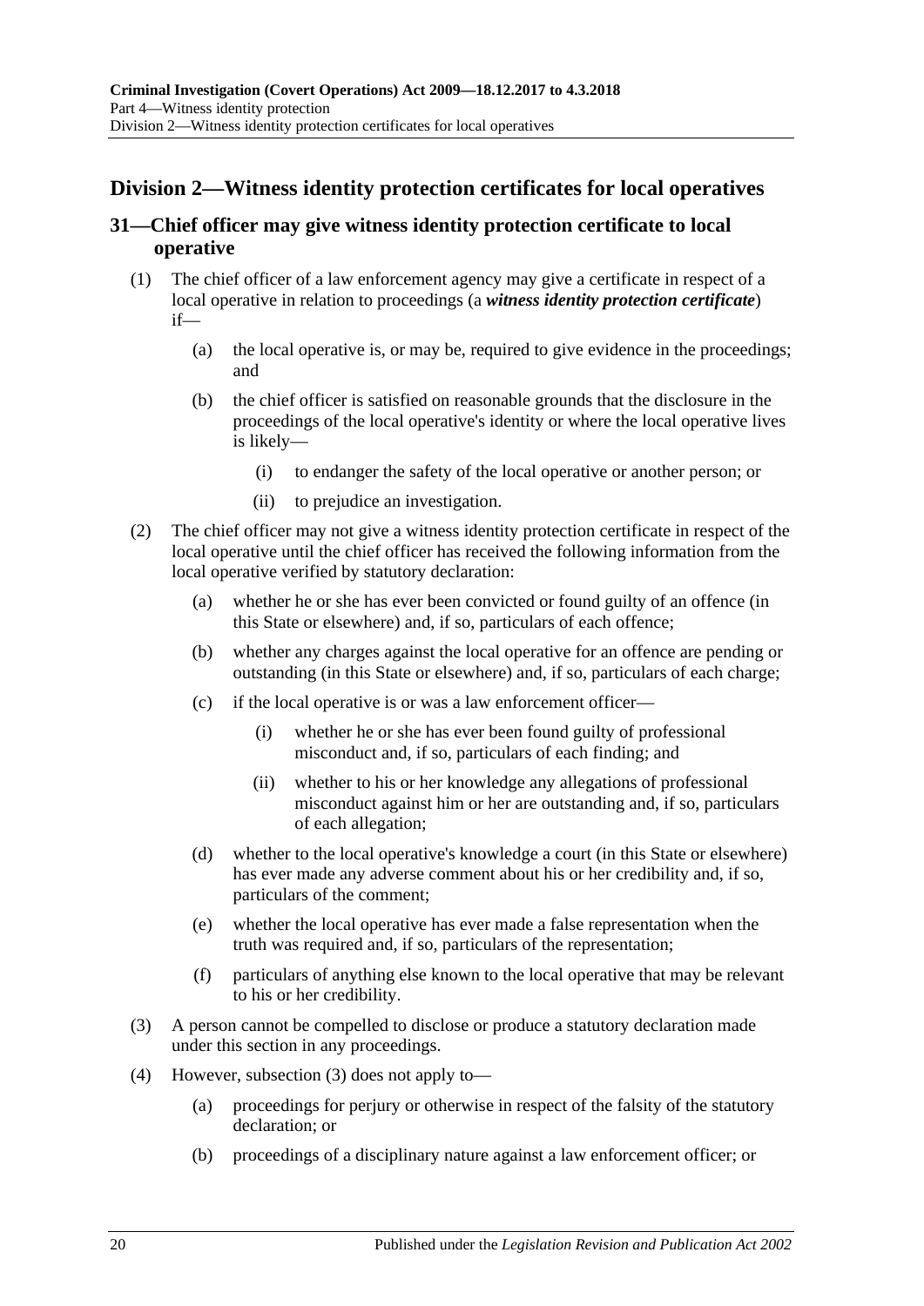## Division 2—Witness identity protection certificates for local operatives

### 31—Chief officer may give witness identity protection certificate to local operative

(1) The chief officer of a law enforcement agency may give a certificate in respect of a local operative in relation to proceedings (a ***witness identity protection certificate***) if—

(a) the local operative is, or may be, required to give evidence in the proceedings; and

(b) the chief officer is satisfied on reasonable grounds that the disclosure in the proceedings of the local operative's identity or where the local operative lives is likely—

(i) to endanger the safety of the local operative or another person; or

(ii) to prejudice an investigation.

(2) The chief officer may not give a witness identity protection certificate in respect of the local operative until the chief officer has received the following information from the local operative verified by statutory declaration:

(a) whether he or she has ever been convicted or found guilty of an offence (in this State or elsewhere) and, if so, particulars of each offence;

(b) whether any charges against the local operative for an offence are pending or outstanding (in this State or elsewhere) and, if so, particulars of each charge;

(c) if the local operative is or was a law enforcement officer—

(i) whether he or she has ever been found guilty of professional misconduct and, if so, particulars of each finding; and

(ii) whether to his or her knowledge any allegations of professional misconduct against him or her are outstanding and, if so, particulars of each allegation;

(d) whether to the local operative's knowledge a court (in this State or elsewhere) has ever made any adverse comment about his or her credibility and, if so, particulars of the comment;

(e) whether the local operative has ever made a false representation when the truth was required and, if so, particulars of the representation;

(f) particulars of anything else known to the local operative that may be relevant to his or her credibility.

(3) A person cannot be compelled to disclose or produce a statutory declaration made under this section in any proceedings.

(4) However, subsection (3) does not apply to—

(a) proceedings for perjury or otherwise in respect of the falsity of the statutory declaration; or

(b) proceedings of a disciplinary nature against a law enforcement officer; or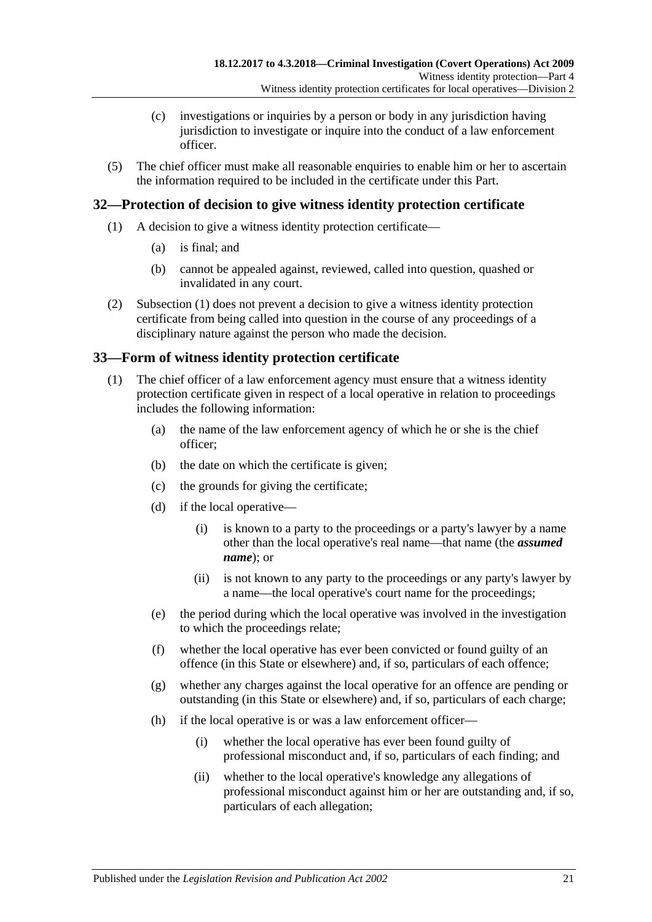(c) investigations or inquiries by a person or body in any jurisdiction having jurisdiction to investigate or inquire into the conduct of a law enforcement officer.

(5) The chief officer must make all reasonable enquiries to enable him or her to ascertain the information required to be included in the certificate under this Part.

## 32—Protection of decision to give witness identity protection certificate

(1) A decision to give a witness identity protection certificate—

(a) is final; and

(b) cannot be appealed against, reviewed, called into question, quashed or invalidated in any court.

(2) Subsection (1) does not prevent a decision to give a witness identity protection certificate from being called into question in the course of any proceedings of a disciplinary nature against the person who made the decision.

## 33—Form of witness identity protection certificate

(1) The chief officer of a law enforcement agency must ensure that a witness identity protection certificate given in respect of a local operative in relation to proceedings includes the following information:

(a) the name of the law enforcement agency of which he or she is the chief officer;

(b) the date on which the certificate is given;

(c) the grounds for giving the certificate;

(d) if the local operative—

(i) is known to a party to the proceedings or a party's lawyer by a name other than the local operative's real name—that name (the ***assumed name***); or

(ii) is not known to any party to the proceedings or any party's lawyer by a name—the local operative's court name for the proceedings;

(e) the period during which the local operative was involved in the investigation to which the proceedings relate;

(f) whether the local operative has ever been convicted or found guilty of an offence (in this State or elsewhere) and, if so, particulars of each offence;

(g) whether any charges against the local operative for an offence are pending or outstanding (in this State or elsewhere) and, if so, particulars of each charge;

(h) if the local operative is or was a law enforcement officer—

(i) whether the local operative has ever been found guilty of professional misconduct and, if so, particulars of each finding; and

(ii) whether to the local operative's knowledge any allegations of professional misconduct against him or her are outstanding and, if so, particulars of each allegation;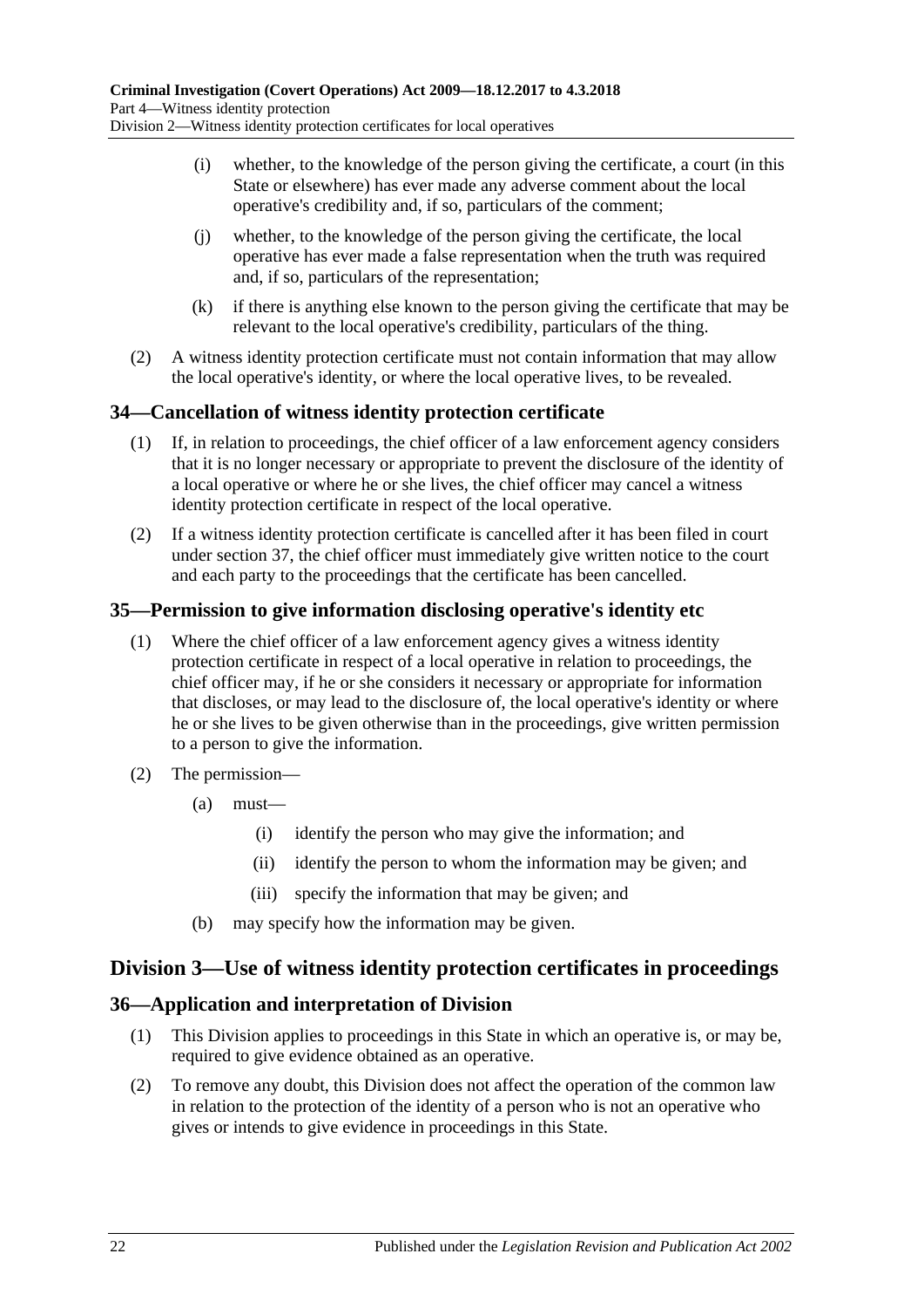(i) whether, to the knowledge of the person giving the certificate, a court (in this State or elsewhere) has ever made any adverse comment about the local operative's credibility and, if so, particulars of the comment;

(j) whether, to the knowledge of the person giving the certificate, the local operative has ever made a false representation when the truth was required and, if so, particulars of the representation;

(k) if there is anything else known to the person giving the certificate that may be relevant to the local operative's credibility, particulars of the thing.

(2) A witness identity protection certificate must not contain information that may allow the local operative's identity, or where the local operative lives, to be revealed.

## 34—Cancellation of witness identity protection certificate

(1) If, in relation to proceedings, the chief officer of a law enforcement agency considers that it is no longer necessary or appropriate to prevent the disclosure of the identity of a local operative or where he or she lives, the chief officer may cancel a witness identity protection certificate in respect of the local operative.

(2) If a witness identity protection certificate is cancelled after it has been filed in court under section 37, the chief officer must immediately give written notice to the court and each party to the proceedings that the certificate has been cancelled.

## 35—Permission to give information disclosing operative's identity etc

(1) Where the chief officer of a law enforcement agency gives a witness identity protection certificate in respect of a local operative in relation to proceedings, the chief officer may, if he or she considers it necessary or appropriate for information that discloses, or may lead to the disclosure of, the local operative's identity or where he or she lives to be given otherwise than in the proceedings, give written permission to a person to give the information.

(2) The permission—

(a) must—

(i) identify the person who may give the information; and

(ii) identify the person to whom the information may be given; and

(iii) specify the information that may be given; and

(b) may specify how the information may be given.

# Division 3—Use of witness identity protection certificates in proceedings

## 36—Application and interpretation of Division

(1) This Division applies to proceedings in this State in which an operative is, or may be, required to give evidence obtained as an operative.

(2) To remove any doubt, this Division does not affect the operation of the common law in relation to the protection of the identity of a person who is not an operative who gives or intends to give evidence in proceedings in this State.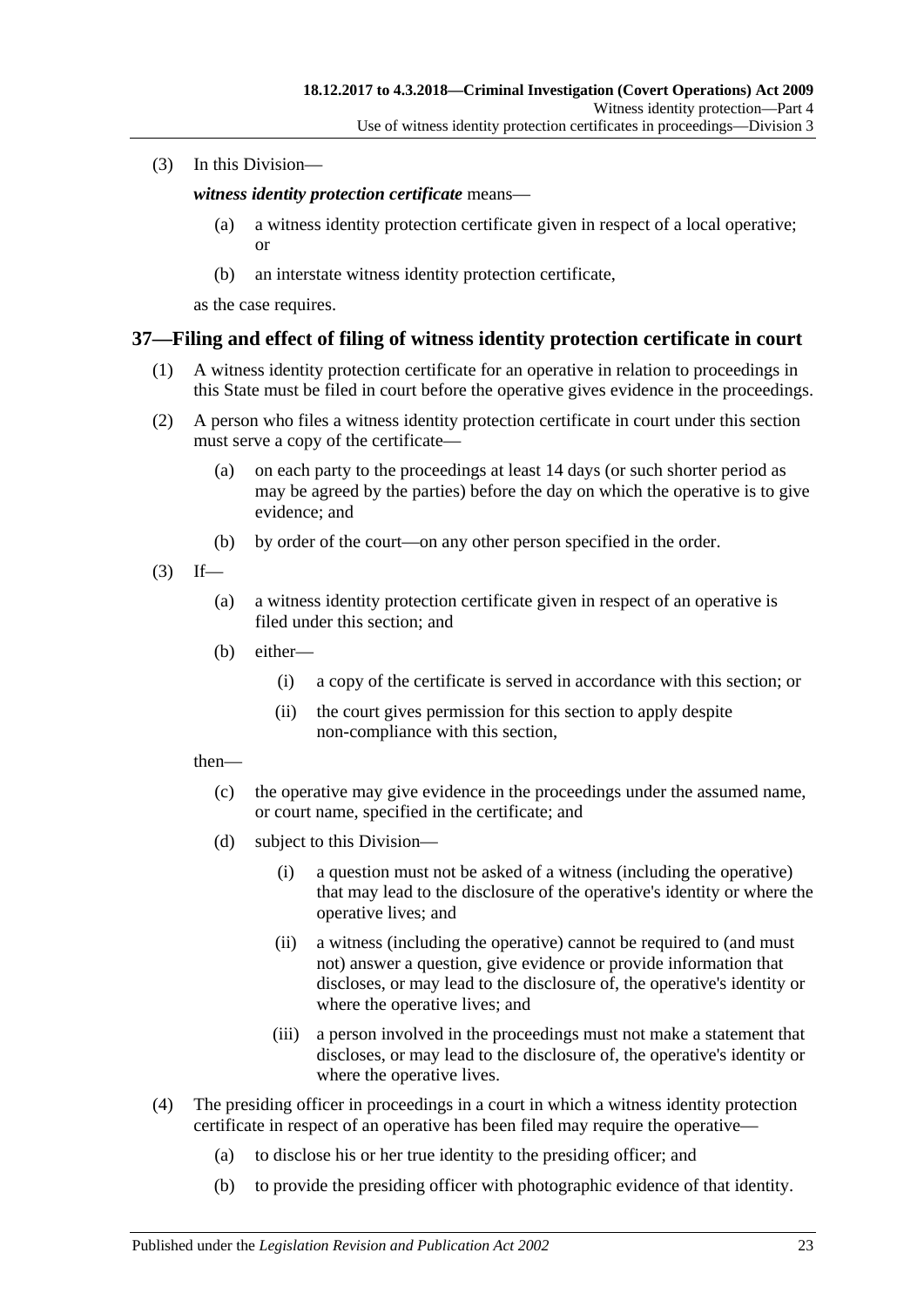(3) In this Division—

***witness identity protection certificate*** means—

(a) a witness identity protection certificate given in respect of a local operative; or

(b) an interstate witness identity protection certificate,

as the case requires.

## 37—Filing and effect of filing of witness identity protection certificate in court

(1) A witness identity protection certificate for an operative in relation to proceedings in this State must be filed in court before the operative gives evidence in the proceedings.

(2) A person who files a witness identity protection certificate in court under this section must serve a copy of the certificate—

(a) on each party to the proceedings at least 14 days (or such shorter period as may be agreed by the parties) before the day on which the operative is to give evidence; and

(b) by order of the court—on any other person specified in the order.

(3) If—

(a) a witness identity protection certificate given in respect of an operative is filed under this section; and

(b) either—

(i) a copy of the certificate is served in accordance with this section; or

(ii) the court gives permission for this section to apply despite non-compliance with this section,

then—

(c) the operative may give evidence in the proceedings under the assumed name, or court name, specified in the certificate; and

(d) subject to this Division—

(i) a question must not be asked of a witness (including the operative) that may lead to the disclosure of the operative's identity or where the operative lives; and

(ii) a witness (including the operative) cannot be required to (and must not) answer a question, give evidence or provide information that discloses, or may lead to the disclosure of, the operative's identity or where the operative lives; and

(iii) a person involved in the proceedings must not make a statement that discloses, or may lead to the disclosure of, the operative's identity or where the operative lives.

(4) The presiding officer in proceedings in a court in which a witness identity protection certificate in respect of an operative has been filed may require the operative—

(a) to disclose his or her true identity to the presiding officer; and

(b) to provide the presiding officer with photographic evidence of that identity.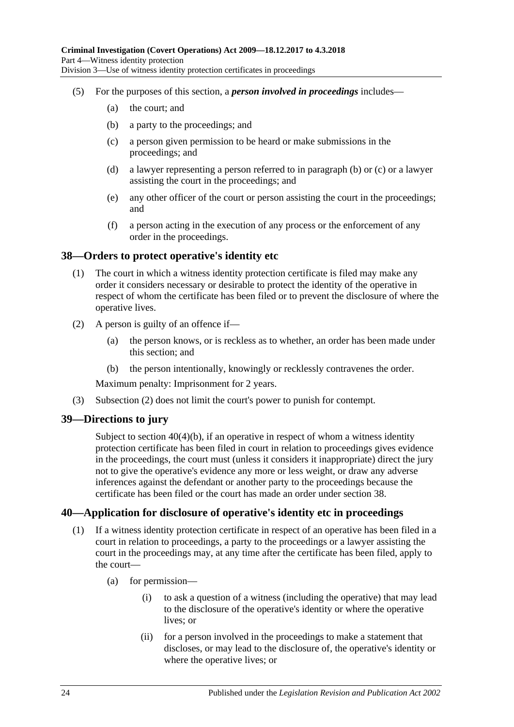(5) For the purposes of this section, a ***person involved in proceedings*** includes—

(a) the court; and

(b) a party to the proceedings; and

(c) a person given permission to be heard or make submissions in the proceedings; and

(d) a lawyer representing a person referred to in paragraph (b) or (c) or a lawyer assisting the court in the proceedings; and

(e) any other officer of the court or person assisting the court in the proceedings; and

(f) a person acting in the execution of any process or the enforcement of any order in the proceedings.

## 38—Orders to protect operative's identity etc

(1) The court in which a witness identity protection certificate is filed may make any order it considers necessary or desirable to protect the identity of the operative in respect of whom the certificate has been filed or to prevent the disclosure of where the operative lives.

(2) A person is guilty of an offence if—

(a) the person knows, or is reckless as to whether, an order has been made under this section; and

(b) the person intentionally, knowingly or recklessly contravenes the order.

Maximum penalty: Imprisonment for 2 years.

(3) Subsection (2) does not limit the court's power to punish for contempt.

## 39—Directions to jury

Subject to section 40(4)(b), if an operative in respect of whom a witness identity protection certificate has been filed in court in relation to proceedings gives evidence in the proceedings, the court must (unless it considers it inappropriate) direct the jury not to give the operative's evidence any more or less weight, or draw any adverse inferences against the defendant or another party to the proceedings because the certificate has been filed or the court has made an order under section 38.

## 40—Application for disclosure of operative's identity etc in proceedings

(1) If a witness identity protection certificate in respect of an operative has been filed in a court in relation to proceedings, a party to the proceedings or a lawyer assisting the court in the proceedings may, at any time after the certificate has been filed, apply to the court—

(a) for permission—

(i) to ask a question of a witness (including the operative) that may lead to the disclosure of the operative's identity or where the operative lives; or

(ii) for a person involved in the proceedings to make a statement that discloses, or may lead to the disclosure of, the operative's identity or where the operative lives; or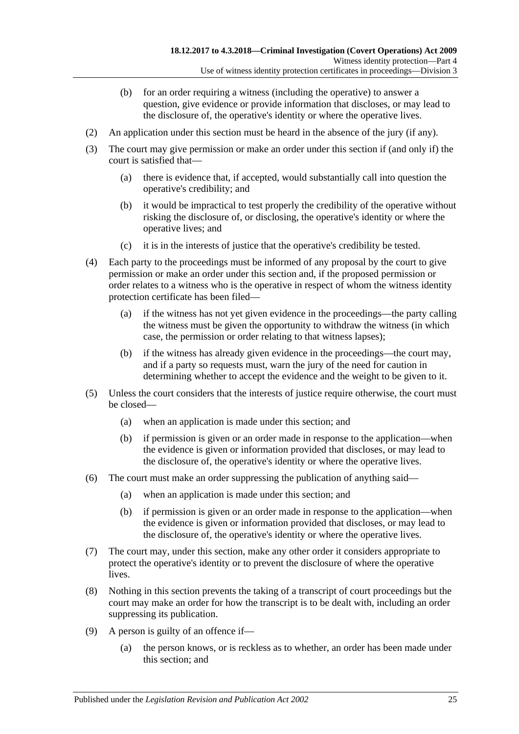(b) for an order requiring a witness (including the operative) to answer a question, give evidence or provide information that discloses, or may lead to the disclosure of, the operative's identity or where the operative lives.

(2) An application under this section must be heard in the absence of the jury (if any).

(3) The court may give permission or make an order under this section if (and only if) the court is satisfied that—

(a) there is evidence that, if accepted, would substantially call into question the operative's credibility; and

(b) it would be impractical to test properly the credibility of the operative without risking the disclosure of, or disclosing, the operative's identity or where the operative lives; and

(c) it is in the interests of justice that the operative's credibility be tested.

(4) Each party to the proceedings must be informed of any proposal by the court to give permission or make an order under this section and, if the proposed permission or order relates to a witness who is the operative in respect of whom the witness identity protection certificate has been filed—

(a) if the witness has not yet given evidence in the proceedings—the party calling the witness must be given the opportunity to withdraw the witness (in which case, the permission or order relating to that witness lapses);

(b) if the witness has already given evidence in the proceedings—the court may, and if a party so requests must, warn the jury of the need for caution in determining whether to accept the evidence and the weight to be given to it.

(5) Unless the court considers that the interests of justice require otherwise, the court must be closed—

(a) when an application is made under this section; and

(b) if permission is given or an order made in response to the application—when the evidence is given or information provided that discloses, or may lead to the disclosure of, the operative's identity or where the operative lives.

(6) The court must make an order suppressing the publication of anything said—

(a) when an application is made under this section; and

(b) if permission is given or an order made in response to the application—when the evidence is given or information provided that discloses, or may lead to the disclosure of, the operative's identity or where the operative lives.

(7) The court may, under this section, make any other order it considers appropriate to protect the operative's identity or to prevent the disclosure of where the operative lives.

(8) Nothing in this section prevents the taking of a transcript of court proceedings but the court may make an order for how the transcript is to be dealt with, including an order suppressing its publication.

(9) A person is guilty of an offence if—

(a) the person knows, or is reckless as to whether, an order has been made under this section; and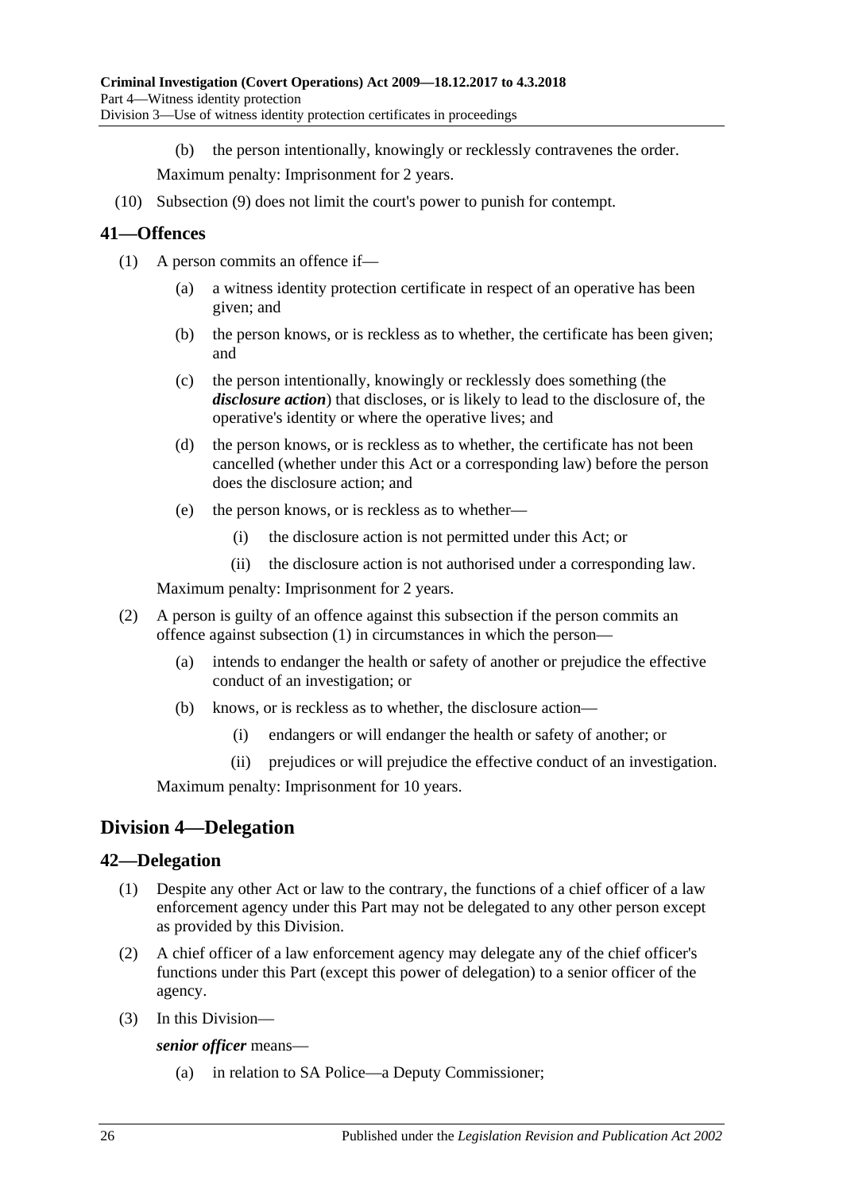(b) the person intentionally, knowingly or recklessly contravenes the order.

Maximum penalty: Imprisonment for 2 years.

(10) Subsection (9) does not limit the court's power to punish for contempt.

## 41—Offences

(1) A person commits an offence if—

(a) a witness identity protection certificate in respect of an operative has been given; and

(b) the person knows, or is reckless as to whether, the certificate has been given; and

(c) the person intentionally, knowingly or recklessly does something (the ***disclosure action***) that discloses, or is likely to lead to the disclosure of, the operative's identity or where the operative lives; and

(d) the person knows, or is reckless as to whether, the certificate has not been cancelled (whether under this Act or a corresponding law) before the person does the disclosure action; and

(e) the person knows, or is reckless as to whether—

(i) the disclosure action is not permitted under this Act; or

(ii) the disclosure action is not authorised under a corresponding law.

Maximum penalty: Imprisonment for 2 years.

(2) A person is guilty of an offence against this subsection if the person commits an offence against subsection (1) in circumstances in which the person—

(a) intends to endanger the health or safety of another or prejudice the effective conduct of an investigation; or

(b) knows, or is reckless as to whether, the disclosure action—

(i) endangers or will endanger the health or safety of another; or

(ii) prejudices or will prejudice the effective conduct of an investigation.

Maximum penalty: Imprisonment for 10 years.

# Division 4—Delegation

## 42—Delegation

(1) Despite any other Act or law to the contrary, the functions of a chief officer of a law enforcement agency under this Part may not be delegated to any other person except as provided by this Division.

(2) A chief officer of a law enforcement agency may delegate any of the chief officer's functions under this Part (except this power of delegation) to a senior officer of the agency.

(3) In this Division—

***senior officer*** means—

(a) in relation to SA Police—a Deputy Commissioner;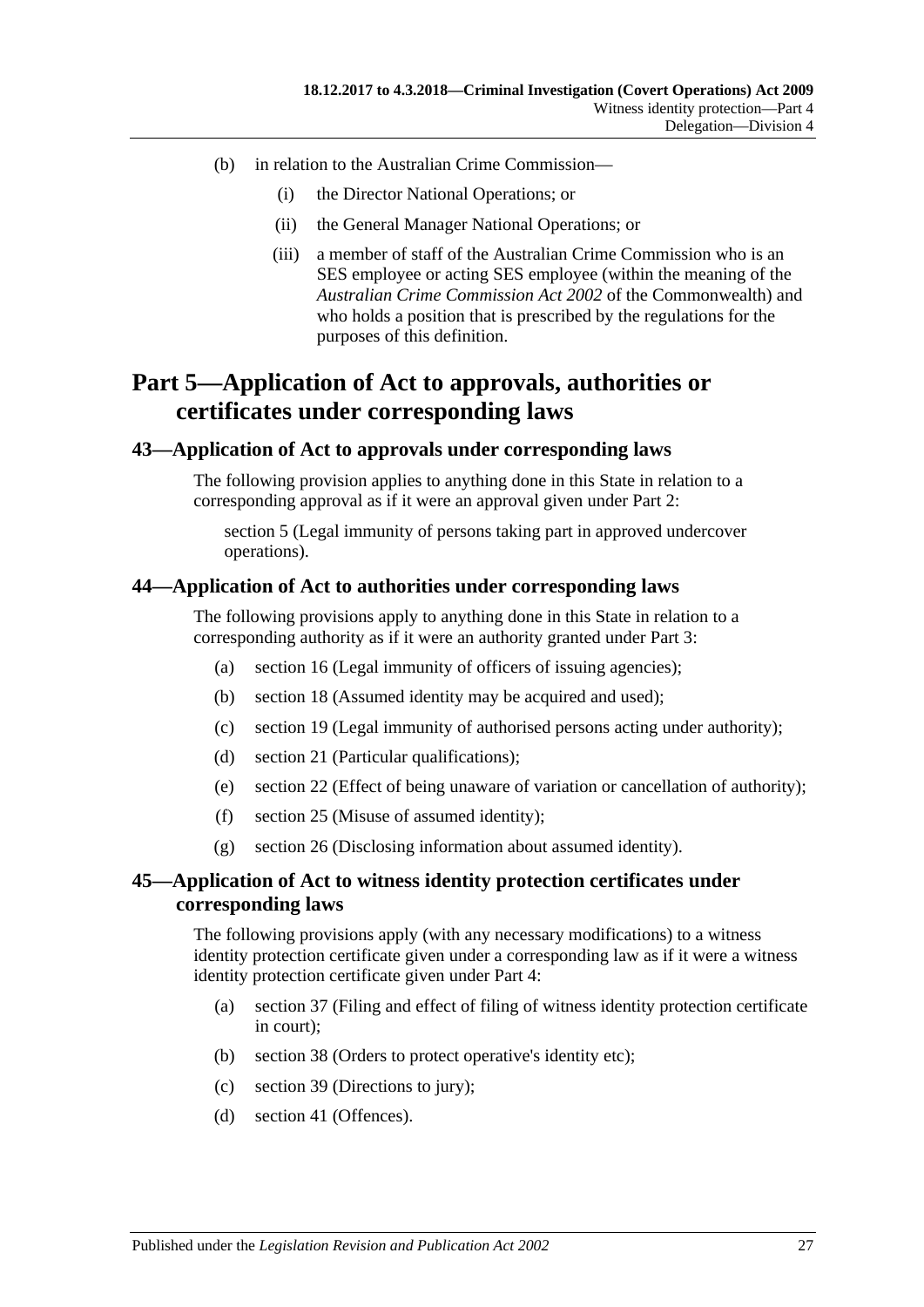(b) in relation to the Australian Crime Commission—

(i) the Director National Operations; or

(ii) the General Manager National Operations; or

(iii) a member of staff of the Australian Crime Commission who is an SES employee or acting SES employee (within the meaning of the *Australian Crime Commission Act 2002* of the Commonwealth) and who holds a position that is prescribed by the regulations for the purposes of this definition.

# Part 5—Application of Act to approvals, authorities or certificates under corresponding laws

## 43—Application of Act to approvals under corresponding laws

The following provision applies to anything done in this State in relation to a corresponding approval as if it were an approval given under Part 2:

section 5 (Legal immunity of persons taking part in approved undercover operations).

## 44—Application of Act to authorities under corresponding laws

The following provisions apply to anything done in this State in relation to a corresponding authority as if it were an authority granted under Part 3:

(a) section 16 (Legal immunity of officers of issuing agencies);

(b) section 18 (Assumed identity may be acquired and used);

(c) section 19 (Legal immunity of authorised persons acting under authority);

(d) section 21 (Particular qualifications);

(e) section 22 (Effect of being unaware of variation or cancellation of authority);

(f) section 25 (Misuse of assumed identity);

(g) section 26 (Disclosing information about assumed identity).

## 45—Application of Act to witness identity protection certificates under corresponding laws

The following provisions apply (with any necessary modifications) to a witness identity protection certificate given under a corresponding law as if it were a witness identity protection certificate given under Part 4:

(a) section 37 (Filing and effect of filing of witness identity protection certificate in court);

(b) section 38 (Orders to protect operative's identity etc);

(c) section 39 (Directions to jury);

(d) section 41 (Offences).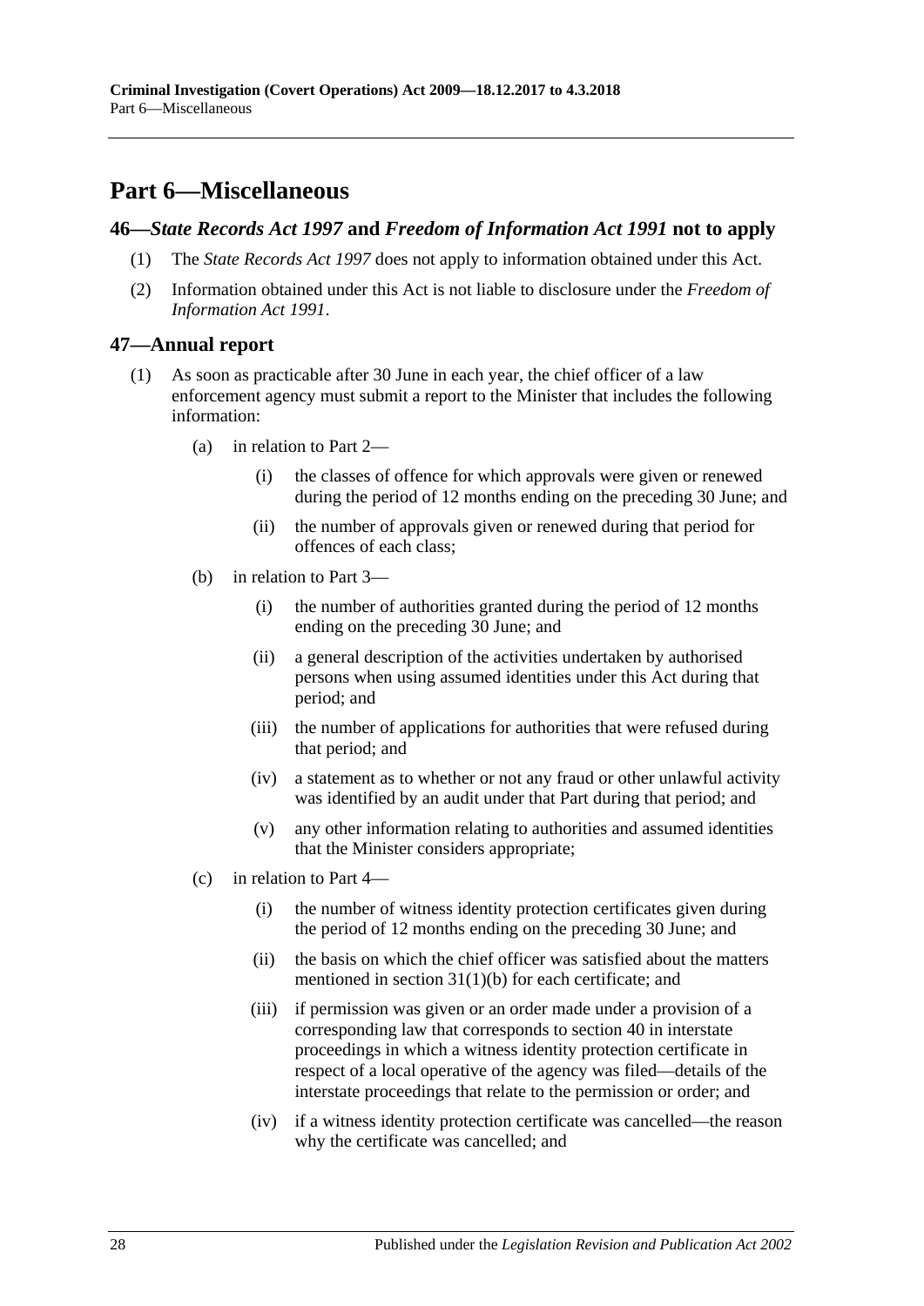# Part 6—Miscellaneous

## 46—*State Records Act 1997* and *Freedom of Information Act 1991* not to apply

(1) The *State Records Act 1997* does not apply to information obtained under this Act.

(2) Information obtained under this Act is not liable to disclosure under the *Freedom of Information Act 1991*.

## 47—Annual report

(1) As soon as practicable after 30 June in each year, the chief officer of a law enforcement agency must submit a report to the Minister that includes the following information:

(a) in relation to Part 2—

(i) the classes of offence for which approvals were given or renewed during the period of 12 months ending on the preceding 30 June; and

(ii) the number of approvals given or renewed during that period for offences of each class;

(b) in relation to Part 3—

(i) the number of authorities granted during the period of 12 months ending on the preceding 30 June; and

(ii) a general description of the activities undertaken by authorised persons when using assumed identities under this Act during that period; and

(iii) the number of applications for authorities that were refused during that period; and

(iv) a statement as to whether or not any fraud or other unlawful activity was identified by an audit under that Part during that period; and

(v) any other information relating to authorities and assumed identities that the Minister considers appropriate;

(c) in relation to Part 4—

(i) the number of witness identity protection certificates given during the period of 12 months ending on the preceding 30 June; and

(ii) the basis on which the chief officer was satisfied about the matters mentioned in section 31(1)(b) for each certificate; and

(iii) if permission was given or an order made under a provision of a corresponding law that corresponds to section 40 in interstate proceedings in which a witness identity protection certificate in respect of a local operative of the agency was filed—details of the interstate proceedings that relate to the permission or order; and

(iv) if a witness identity protection certificate was cancelled—the reason why the certificate was cancelled; and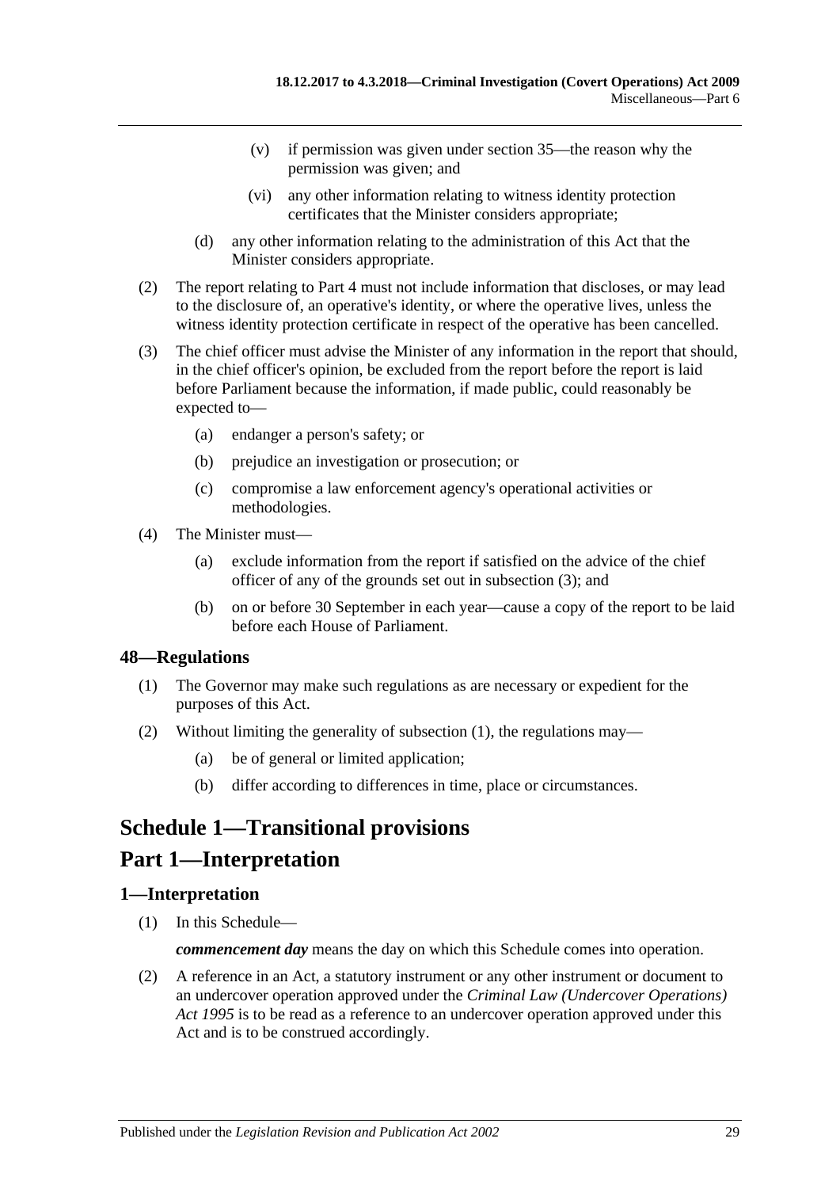(v) if permission was given under section 35—the reason why the permission was given; and

(vi) any other information relating to witness identity protection certificates that the Minister considers appropriate;

(d) any other information relating to the administration of this Act that the Minister considers appropriate.

(2) The report relating to Part 4 must not include information that discloses, or may lead to the disclosure of, an operative's identity, or where the operative lives, unless the witness identity protection certificate in respect of the operative has been cancelled.

(3) The chief officer must advise the Minister of any information in the report that should, in the chief officer's opinion, be excluded from the report before the report is laid before Parliament because the information, if made public, could reasonably be expected to—

(a) endanger a person's safety; or

(b) prejudice an investigation or prosecution; or

(c) compromise a law enforcement agency's operational activities or methodologies.

(4) The Minister must—

(a) exclude information from the report if satisfied on the advice of the chief officer of any of the grounds set out in subsection (3); and

(b) on or before 30 September in each year—cause a copy of the report to be laid before each House of Parliament.

### 48—Regulations

(1) The Governor may make such regulations as are necessary or expedient for the purposes of this Act.

(2) Without limiting the generality of subsection (1), the regulations may—

(a) be of general or limited application;

(b) differ according to differences in time, place or circumstances.

# Schedule 1—Transitional provisions

# Part 1—Interpretation

### 1—Interpretation

(1) In this Schedule—

***commencement day*** means the day on which this Schedule comes into operation.

(2) A reference in an Act, a statutory instrument or any other instrument or document to an undercover operation approved under the *Criminal Law (Undercover Operations) Act 1995* is to be read as a reference to an undercover operation approved under this Act and is to be construed accordingly.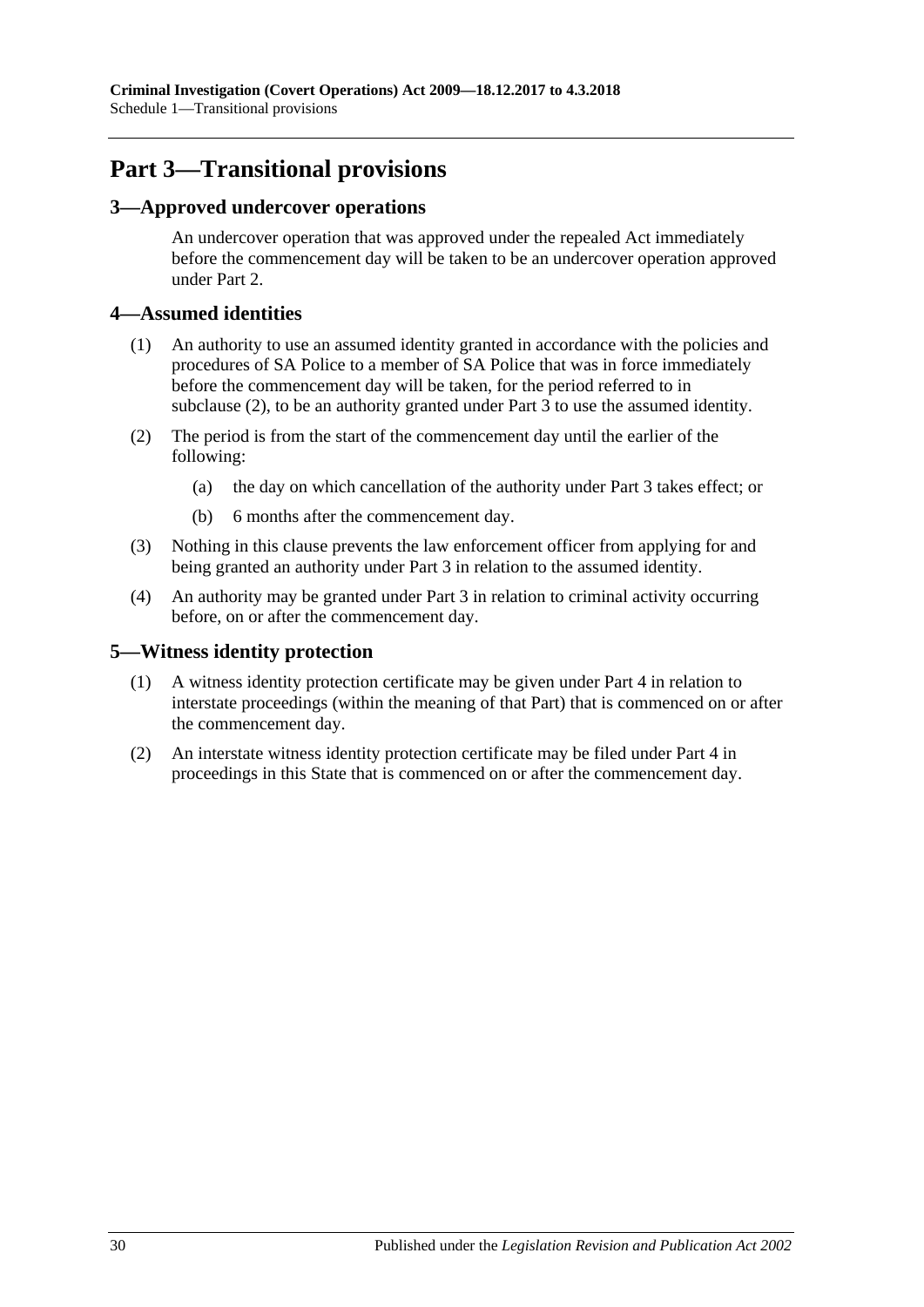## Part 3—Transitional provisions

### 3—Approved undercover operations

An undercover operation that was approved under the repealed Act immediately before the commencement day will be taken to be an undercover operation approved under Part 2.

### 4—Assumed identities

(1) An authority to use an assumed identity granted in accordance with the policies and procedures of SA Police to a member of SA Police that was in force immediately before the commencement day will be taken, for the period referred to in subclause (2), to be an authority granted under Part 3 to use the assumed identity.

(2) The period is from the start of the commencement day until the earlier of the following:

- (a) the day on which cancellation of the authority under Part 3 takes effect; or
- (b) 6 months after the commencement day.

(3) Nothing in this clause prevents the law enforcement officer from applying for and being granted an authority under Part 3 in relation to the assumed identity.

(4) An authority may be granted under Part 3 in relation to criminal activity occurring before, on or after the commencement day.

### 5—Witness identity protection

(1) A witness identity protection certificate may be given under Part 4 in relation to interstate proceedings (within the meaning of that Part) that is commenced on or after the commencement day.

(2) An interstate witness identity protection certificate may be filed under Part 4 in proceedings in this State that is commenced on or after the commencement day.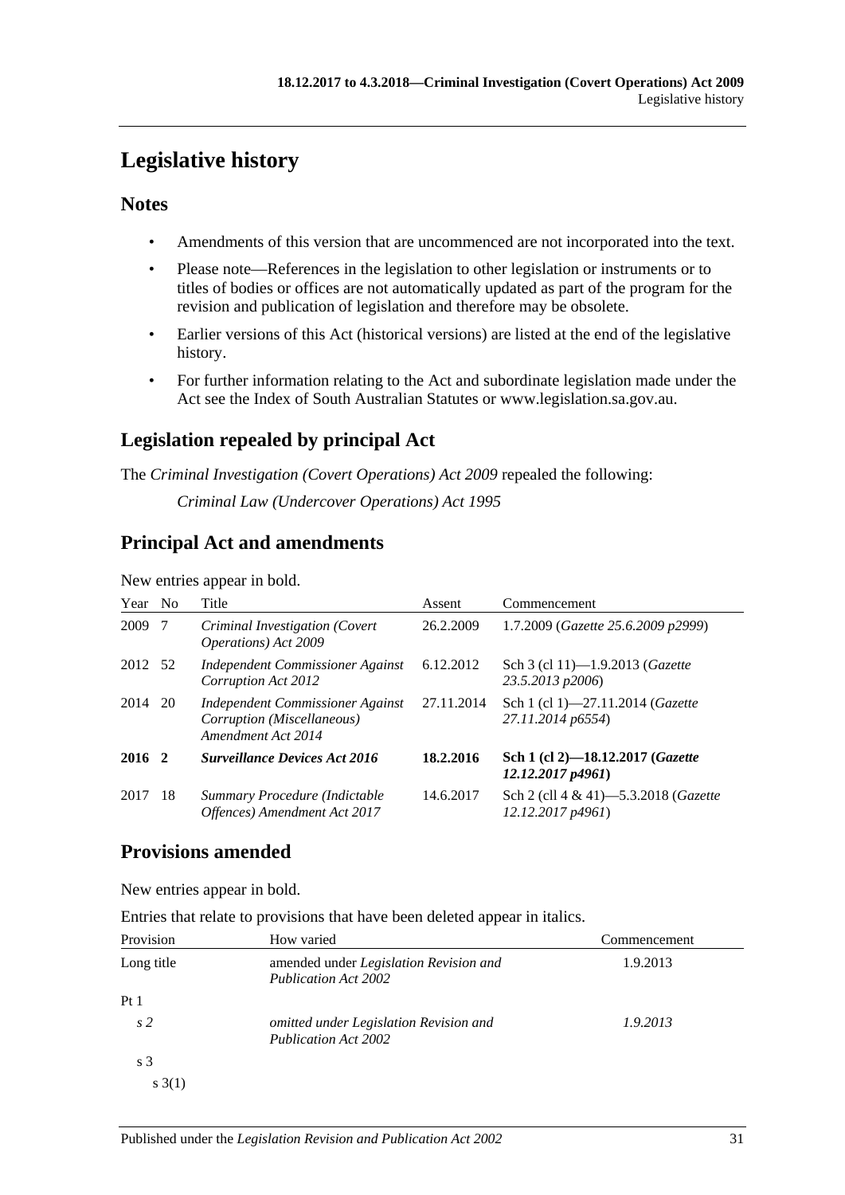# Legislative history

## Notes

- Amendments of this version that are uncommenced are not incorporated into the text.
- Please note—References in the legislation to other legislation or instruments or to titles of bodies or offices are not automatically updated as part of the program for the revision and publication of legislation and therefore may be obsolete.
- Earlier versions of this Act (historical versions) are listed at the end of the legislative history.
- For further information relating to the Act and subordinate legislation made under the Act see the Index of South Australian Statutes or www.legislation.sa.gov.au.

## Legislation repealed by principal Act

The *Criminal Investigation (Covert Operations) Act 2009* repealed the following:

*Criminal Law (Undercover Operations) Act 1995*

## Principal Act and amendments

New entries appear in bold.

| Year | No | Title | Assent | Commencement |
|---|---|---|---|---|
| 2009 | 7 | *Criminal Investigation (Covert Operations) Act 2009* | 26.2.2009 | 1.7.2009 (*Gazette 25.6.2009 p2999*) |
| 2012 | 52 | *Independent Commissioner Against Corruption Act 2012* | 6.12.2012 | Sch 3 (cl 11)—1.9.2013 (*Gazette 23.5.2013 p2006*) |
| 2014 | 20 | *Independent Commissioner Against Corruption (Miscellaneous) Amendment Act 2014* | 27.11.2014 | Sch 1 (cl 1)—27.11.2014 (*Gazette 27.11.2014 p6554*) |
| **2016** | **2** | ***Surveillance Devices Act 2016*** | **18.2.2016** | **Sch 1 (cl 2)—18.12.2017 (*Gazette 12.12.2017 p4961*)** |
| 2017 | 18 | *Summary Procedure (Indictable Offences) Amendment Act 2017* | 14.6.2017 | Sch 2 (cll 4 & 41)—5.3.2018 (*Gazette 12.12.2017 p4961*) |

## Provisions amended

New entries appear in bold.

Entries that relate to provisions that have been deleted appear in italics.

| Provision | How varied | Commencement |
|---|---|---|
| Long title | amended under *Legislation Revision and Publication Act 2002* | 1.9.2013 |
| Pt 1 | | |
| *s 2* | *omitted under Legislation Revision and Publication Act 2002* | *1.9.2013* |
| s 3 | | |
| s 3(1) | | |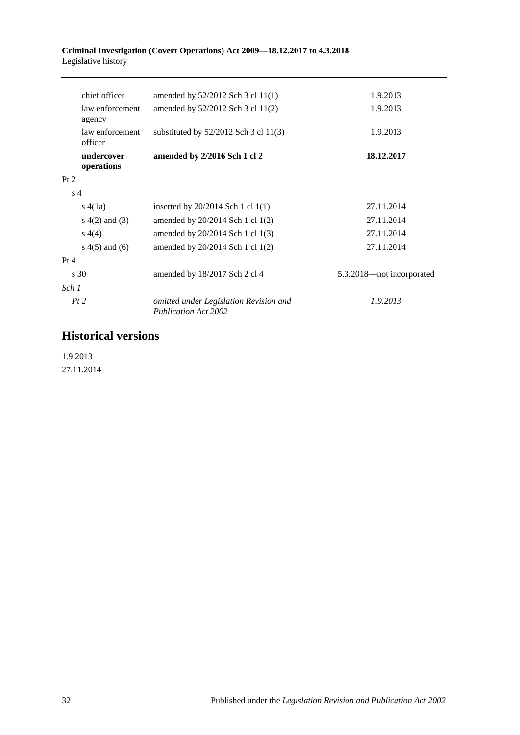| | | |
|---|---|---|
| chief officer | amended by 52/2012 Sch 3 cl 11(1) | 1.9.2013 |
| law enforcement agency | amended by 52/2012 Sch 3 cl 11(2) | 1.9.2013 |
| law enforcement officer | substituted by 52/2012 Sch 3 cl 11(3) | 1.9.2013 |
| **undercover operations** | **amended by 2/2016 Sch 1 cl 2** | **18.12.2017** |
| Pt 2 | | |
| s 4 | | |
| s 4(1a) | inserted by 20/2014 Sch 1 cl 1(1) | 27.11.2014 |
| s 4(2) and (3) | amended by 20/2014 Sch 1 cl 1(2) | 27.11.2014 |
| s 4(4) | amended by 20/2014 Sch 1 cl 1(3) | 27.11.2014 |
| s 4(5) and (6) | amended by 20/2014 Sch 1 cl 1(2) | 27.11.2014 |
| Pt 4 | | |
| s 30 | amended by 18/2017 Sch 2 cl 4 | 5.3.2018—not incorporated |
| *Sch 1* | | |
| *Pt 2* | *omitted under Legislation Revision and Publication Act 2002* | *1.9.2013* |

## Historical versions

1.9.2013

27.11.2014